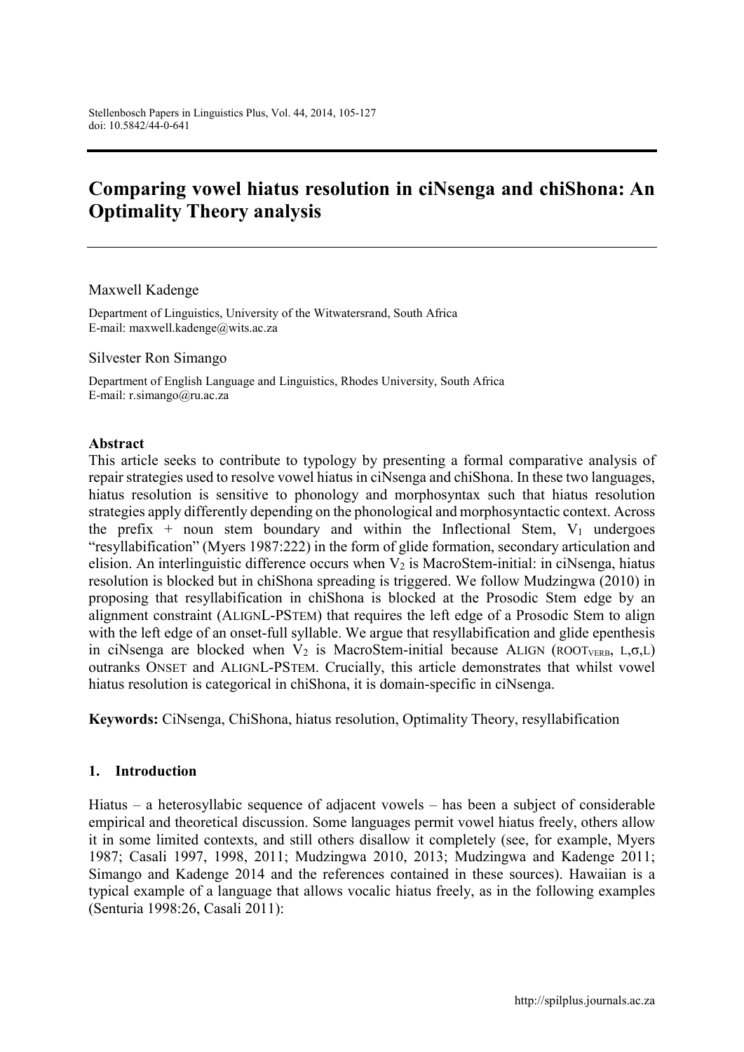# Comparing vowel hiatus resolution in ciNsenga and chiShona: An Optimality Theory analysis

Maxwell Kadenge

Department of Linguistics, University of the Witwatersrand, South Africa
E-mail: maxwell.kadenge@wits.ac.za

Silvester Ron Simango

Department of English Language and Linguistics, Rhodes University, South Africa
E-mail: r.simango@ru.ac.za

**Abstract**

This article seeks to contribute to typology by presenting a formal comparative analysis of repair strategies used to resolve vowel hiatus in ciNsenga and chiShona. In these two languages, hiatus resolution is sensitive to phonology and morphosyntax such that hiatus resolution strategies apply differently depending on the phonological and morphosyntactic context. Across the prefix + noun stem boundary and within the Inflectional Stem, $V_1$ undergoes "resyllabification" (Myers 1987:222) in the form of glide formation, secondary articulation and elision. An interlinguistic difference occurs when $V_2$ is MacroStem-initial: in ciNsenga, hiatus resolution is blocked but in chiShona spreading is triggered. We follow Mudzingwa (2010) in proposing that resyllabification in chiShona is blocked at the Prosodic Stem edge by an alignment constraint (ALIGNL-PSTEM) that requires the left edge of a Prosodic Stem to align with the left edge of an onset-full syllable. We argue that resyllabification and glide epenthesis in ciNsenga are blocked when $V_2$ is MacroStem-initial because ALIGN ($\text{ROOT}_{\text{VERB}}$, L,σ,L) outranks ONSET and ALIGNL-PSTEM. Crucially, this article demonstrates that whilst vowel hiatus resolution is categorical in chiShona, it is domain-specific in ciNsenga.

**Keywords:** CiNsenga, ChiShona, hiatus resolution, Optimality Theory, resyllabification

## 1. Introduction

Hiatus – a heterosyllabic sequence of adjacent vowels – has been a subject of considerable empirical and theoretical discussion. Some languages permit vowel hiatus freely, others allow it in some limited contexts, and still others disallow it completely (see, for example, Myers 1987; Casali 1997, 1998, 2011; Mudzingwa 2010, 2013; Mudzingwa and Kadenge 2011; Simango and Kadenge 2014 and the references contained in these sources). Hawaiian is a typical example of a language that allows vocalic hiatus freely, as in the following examples (Senturia 1998:26, Casali 2011):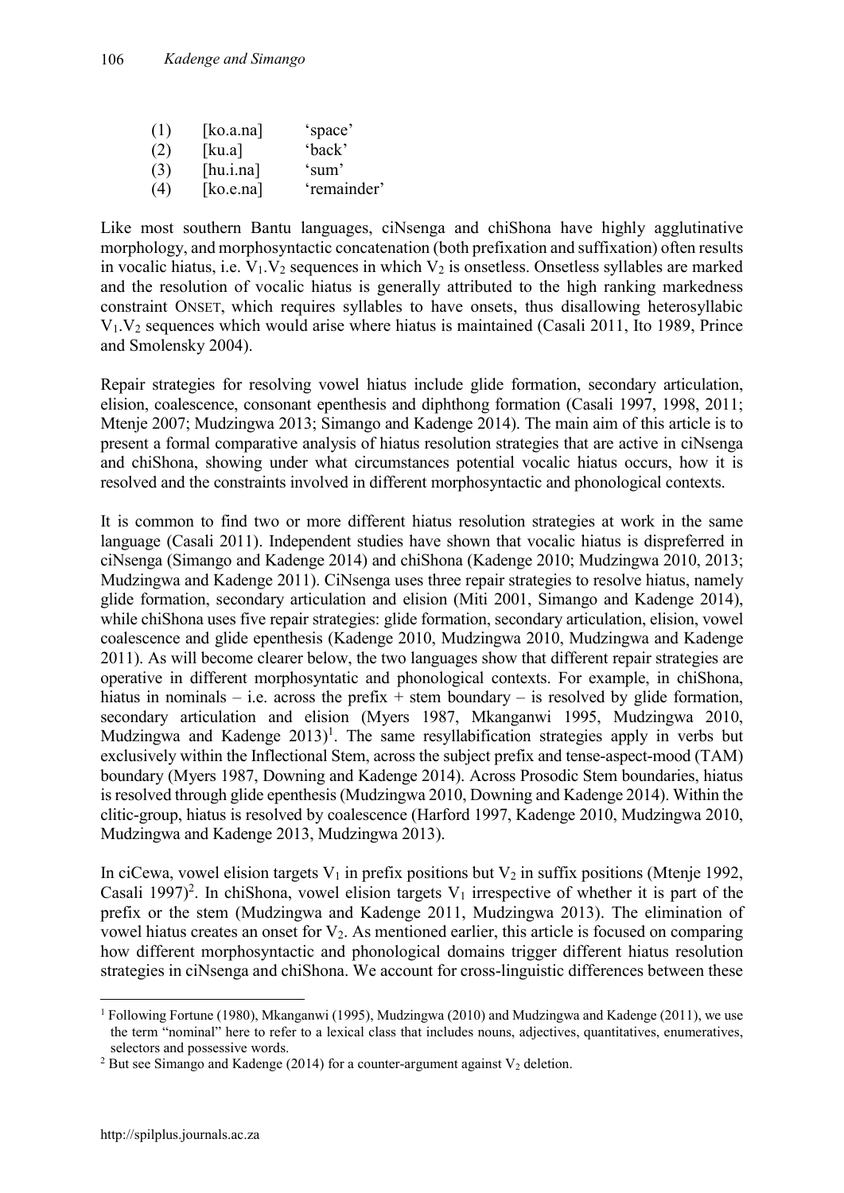(1) [ko.a.na] 'space'
(2) [ku.a] 'back'
(3) [hu.i.na] 'sum'
(4) [ko.e.na] 'remainder'

Like most southern Bantu languages, ciNsenga and chiShona have highly agglutinative morphology, and morphosyntactic concatenation (both prefixation and suffixation) often results in vocalic hiatus, i.e. $V_1.V_2$ sequences in which $V_2$ is onsetless. Onsetless syllables are marked and the resolution of vocalic hiatus is generally attributed to the high ranking markedness constraint ONSET, which requires syllables to have onsets, thus disallowing heterosyllabic $V_1.V_2$ sequences which would arise where hiatus is maintained (Casali 2011, Ito 1989, Prince and Smolensky 2004).

Repair strategies for resolving vowel hiatus include glide formation, secondary articulation, elision, coalescence, consonant epenthesis and diphthong formation (Casali 1997, 1998, 2011; Mtenje 2007; Mudzingwa 2013; Simango and Kadenge 2014). The main aim of this article is to present a formal comparative analysis of hiatus resolution strategies that are active in ciNsenga and chiShona, showing under what circumstances potential vocalic hiatus occurs, how it is resolved and the constraints involved in different morphosyntactic and phonological contexts.

It is common to find two or more different hiatus resolution strategies at work in the same language (Casali 2011). Independent studies have shown that vocalic hiatus is dispreferred in ciNsenga (Simango and Kadenge 2014) and chiShona (Kadenge 2010; Mudzingwa 2010, 2013; Mudzingwa and Kadenge 2011). CiNsenga uses three repair strategies to resolve hiatus, namely glide formation, secondary articulation and elision (Miti 2001, Simango and Kadenge 2014), while chiShona uses five repair strategies: glide formation, secondary articulation, elision, vowel coalescence and glide epenthesis (Kadenge 2010, Mudzingwa 2010, Mudzingwa and Kadenge 2011). As will become clearer below, the two languages show that different repair strategies are operative in different morphosyntatic and phonological contexts. For example, in chiShona, hiatus in nominals – i.e. across the prefix + stem boundary – is resolved by glide formation, secondary articulation and elision (Myers 1987, Mkanganwi 1995, Mudzingwa 2010, Mudzingwa and Kadenge 2013)[1]. The same resyllabification strategies apply in verbs but exclusively within the Inflectional Stem, across the subject prefix and tense-aspect-mood (TAM) boundary (Myers 1987, Downing and Kadenge 2014). Across Prosodic Stem boundaries, hiatus is resolved through glide epenthesis (Mudzingwa 2010, Downing and Kadenge 2014). Within the clitic-group, hiatus is resolved by coalescence (Harford 1997, Kadenge 2010, Mudzingwa 2010, Mudzingwa and Kadenge 2013, Mudzingwa 2013).

In ciCewa, vowel elision targets $V_1$ in prefix positions but $V_2$ in suffix positions (Mtenje 1992, Casali 1997)[2]. In chiShona, vowel elision targets $V_1$ irrespective of whether it is part of the prefix or the stem (Mudzingwa and Kadenge 2011, Mudzingwa 2013). The elimination of vowel hiatus creates an onset for $V_2$. As mentioned earlier, this article is focused on comparing how different morphosyntactic and phonological domains trigger different hiatus resolution strategies in ciNsenga and chiShona. We account for cross-linguistic differences between these

[1] Following Fortune (1980), Mkanganwi (1995), Mudzingwa (2010) and Mudzingwa and Kadenge (2011), we use the term "nominal" here to refer to a lexical class that includes nouns, adjectives, quantitatives, enumeratives, selectors and possessive words.

[2] But see Simango and Kadenge (2014) for a counter-argument against $V_2$ deletion.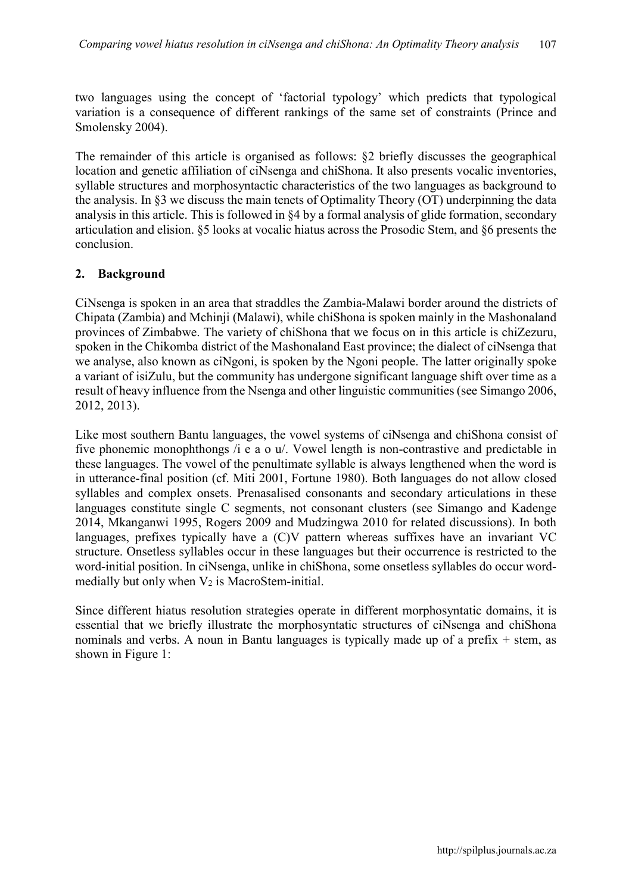two languages using the concept of 'factorial typology' which predicts that typological variation is a consequence of different rankings of the same set of constraints (Prince and Smolensky 2004).

The remainder of this article is organised as follows: §2 briefly discusses the geographical location and genetic affiliation of ciNsenga and chiShona. It also presents vocalic inventories, syllable structures and morphosyntactic characteristics of the two languages as background to the analysis. In §3 we discuss the main tenets of Optimality Theory (OT) underpinning the data analysis in this article. This is followed in §4 by a formal analysis of glide formation, secondary articulation and elision. §5 looks at vocalic hiatus across the Prosodic Stem, and §6 presents the conclusion.

## 2. Background

CiNsenga is spoken in an area that straddles the Zambia-Malawi border around the districts of Chipata (Zambia) and Mchinji (Malawi), while chiShona is spoken mainly in the Mashonaland provinces of Zimbabwe. The variety of chiShona that we focus on in this article is chiZezuru, spoken in the Chikomba district of the Mashonaland East province; the dialect of ciNsenga that we analyse, also known as ciNgoni, is spoken by the Ngoni people. The latter originally spoke a variant of isiZulu, but the community has undergone significant language shift over time as a result of heavy influence from the Nsenga and other linguistic communities (see Simango 2006, 2012, 2013).

Like most southern Bantu languages, the vowel systems of ciNsenga and chiShona consist of five phonemic monophthongs /i e a o u/. Vowel length is non-contrastive and predictable in these languages. The vowel of the penultimate syllable is always lengthened when the word is in utterance-final position (cf. Miti 2001, Fortune 1980). Both languages do not allow closed syllables and complex onsets. Prenasalised consonants and secondary articulations in these languages constitute single C segments, not consonant clusters (see Simango and Kadenge 2014, Mkanganwi 1995, Rogers 2009 and Mudzingwa 2010 for related discussions). In both languages, prefixes typically have a (C)V pattern whereas suffixes have an invariant VC structure. Onsetless syllables occur in these languages but their occurrence is restricted to the word-initial position. In ciNsenga, unlike in chiShona, some onsetless syllables do occur word-medially but only when $V_2$ is MacroStem-initial.

Since different hiatus resolution strategies operate in different morphosyntatic domains, it is essential that we briefly illustrate the morphosyntactic structures of ciNsenga and chiShona nominals and verbs. A noun in Bantu languages is typically made up of a prefix + stem, as shown in Figure 1: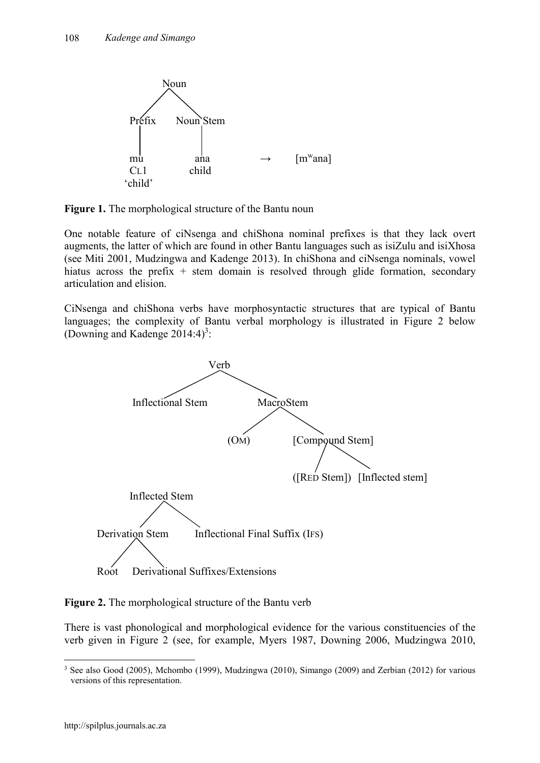```
        Noun
       /    \
   Prefix   Noun Stem
     |         |
     mu       ana          →     [mʷana]
    CL1      child
  'child'
```

**Figure 1.** The morphological structure of the Bantu noun

One notable feature of ciNsenga and chiShona nominal prefixes is that they lack overt augments, the latter of which are found in other Bantu languages such as isiZulu and isiXhosa (see Miti 2001, Mudzingwa and Kadenge 2013). In chiShona and ciNsenga nominals, vowel hiatus across the prefix + stem domain is resolved through glide formation, secondary articulation and elision.

CiNsenga and chiShona verbs have morphosyntactic structures that are typical of Bantu languages; the complexity of Bantu verbal morphology is illustrated in Figure 2 below (Downing and Kadenge 2014:4)[3]:

```
                    Verb
                   /    \
      Inflectional Stem   MacroStem
                          /       \
                       (OM)     [Compound Stem]
                                  /          \
                          ([RED Stem])   [Inflected stem]

        Inflected Stem
        /            \
  Derivation Stem   Inflectional Final Suffix (IFS)
   /          \
 Root   Derivational Suffixes/Extensions
```

**Figure 2.** The morphological structure of the Bantu verb

There is vast phonological and morphological evidence for the various constituencies of the verb given in Figure 2 (see, for example, Myers 1987, Downing 2006, Mudzingwa 2010,

---

[3] See also Good (2005), Mchombo (1999), Mudzingwa (2010), Simango (2009) and Zerbian (2012) for various versions of this representation.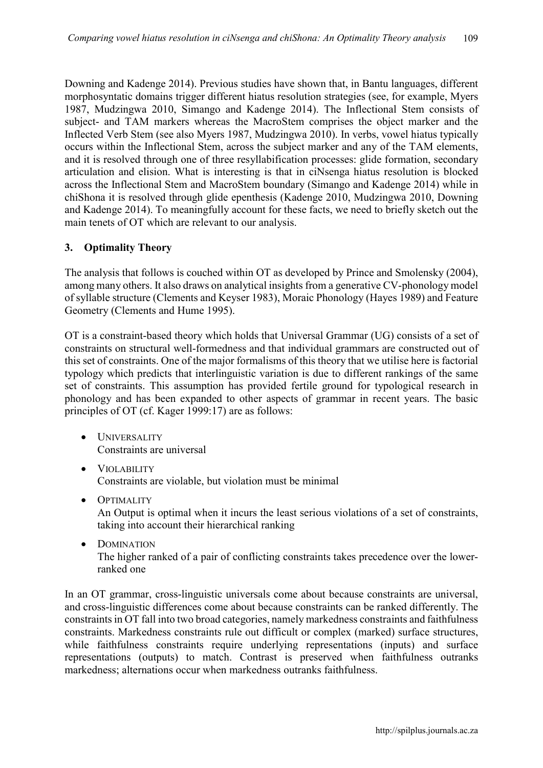Downing and Kadenge 2014). Previous studies have shown that, in Bantu languages, different morphosyntatic domains trigger different hiatus resolution strategies (see, for example, Myers 1987, Mudzingwa 2010, Simango and Kadenge 2014). The Inflectional Stem consists of subject- and TAM markers whereas the MacroStem comprises the object marker and the Inflected Verb Stem (see also Myers 1987, Mudzingwa 2010). In verbs, vowel hiatus typically occurs within the Inflectional Stem, across the subject marker and any of the TAM elements, and it is resolved through one of three resyllabification processes: glide formation, secondary articulation and elision. What is interesting is that in ciNsenga hiatus resolution is blocked across the Inflectional Stem and MacroStem boundary (Simango and Kadenge 2014) while in chiShona it is resolved through glide epenthesis (Kadenge 2010, Mudzingwa 2010, Downing and Kadenge 2014). To meaningfully account for these facts, we need to briefly sketch out the main tenets of OT which are relevant to our analysis.

## 3. Optimality Theory

The analysis that follows is couched within OT as developed by Prince and Smolensky (2004), among many others. It also draws on analytical insights from a generative CV-phonology model of syllable structure (Clements and Keyser 1983), Moraic Phonology (Hayes 1989) and Feature Geometry (Clements and Hume 1995).

OT is a constraint-based theory which holds that Universal Grammar (UG) consists of a set of constraints on structural well-formedness and that individual grammars are constructed out of this set of constraints. One of the major formalisms of this theory that we utilise here is factorial typology which predicts that interlinguistic variation is due to different rankings of the same set of constraints. This assumption has provided fertile ground for typological research in phonology and has been expanded to other aspects of grammar in recent years. The basic principles of OT (cf. Kager 1999:17) are as follows:

- UNIVERSALITY
  Constraints are universal
- VIOLABILITY
  Constraints are violable, but violation must be minimal
- OPTIMALITY
  An Output is optimal when it incurs the least serious violations of a set of constraints, taking into account their hierarchical ranking
- DOMINATION
  The higher ranked of a pair of conflicting constraints takes precedence over the lower-ranked one

In an OT grammar, cross-linguistic universals come about because constraints are universal, and cross-linguistic differences come about because constraints can be ranked differently. The constraints in OT fall into two broad categories, namely markedness constraints and faithfulness constraints. Markedness constraints rule out difficult or complex (marked) surface structures, while faithfulness constraints require underlying representations (inputs) and surface representations (outputs) to match. Contrast is preserved when faithfulness outranks markedness; alternations occur when markedness outranks faithfulness.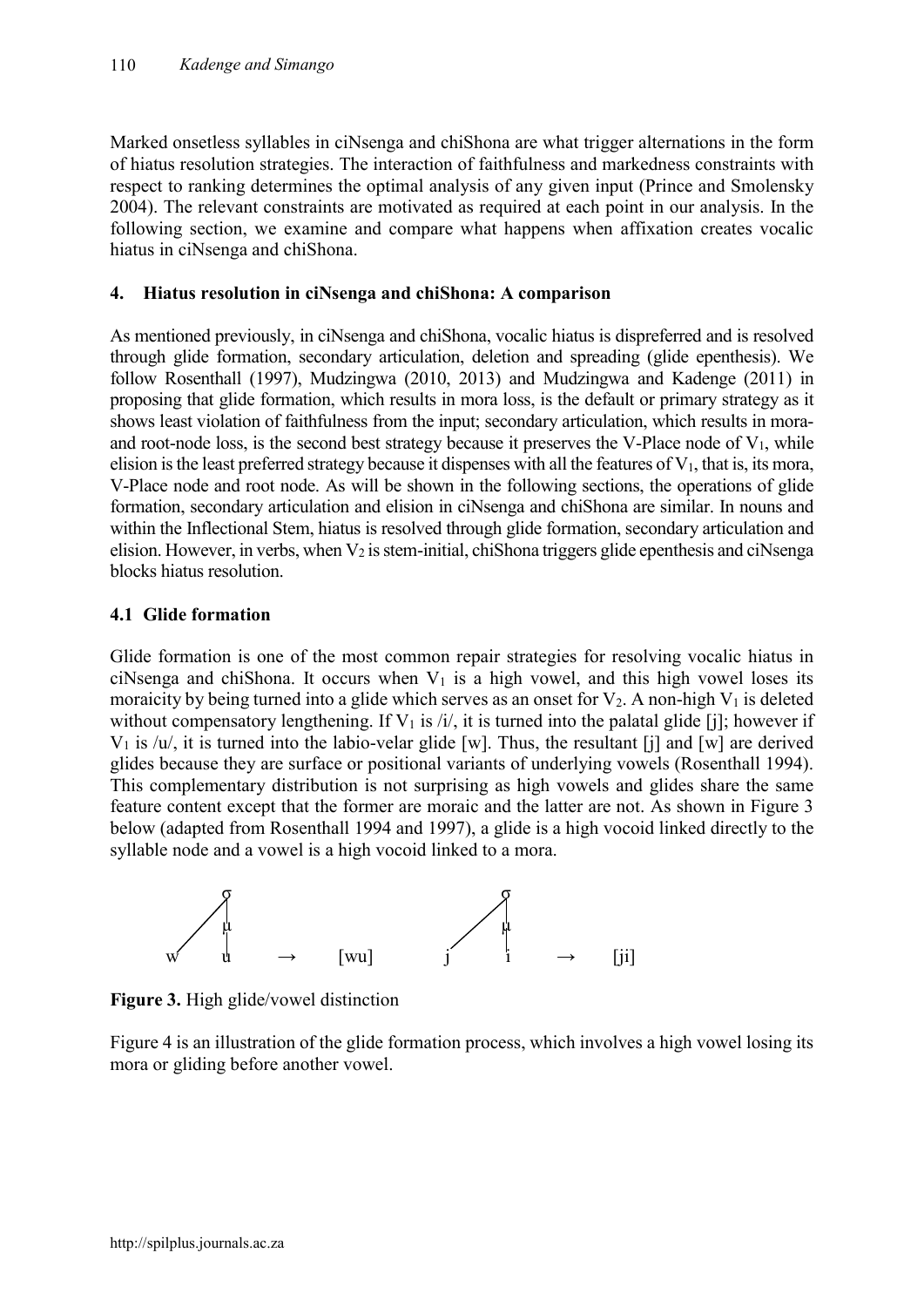Marked onsetless syllables in ciNsenga and chiShona are what trigger alternations in the form of hiatus resolution strategies. The interaction of faithfulness and markedness constraints with respect to ranking determines the optimal analysis of any given input (Prince and Smolensky 2004). The relevant constraints are motivated as required at each point in our analysis. In the following section, we examine and compare what happens when affixation creates vocalic hiatus in ciNsenga and chiShona.

## 4. Hiatus resolution in ciNsenga and chiShona: A comparison

As mentioned previously, in ciNsenga and chiShona, vocalic hiatus is dispreferred and is resolved through glide formation, secondary articulation, deletion and spreading (glide epenthesis). We follow Rosenthall (1997), Mudzingwa (2010, 2013) and Mudzingwa and Kadenge (2011) in proposing that glide formation, which results in mora loss, is the default or primary strategy as it shows least violation of faithfulness from the input; secondary articulation, which results in mora- and root-node loss, is the second best strategy because it preserves the V-Place node of $V_1$, while elision is the least preferred strategy because it dispenses with all the features of $V_1$, that is, its mora, V-Place node and root node. As will be shown in the following sections, the operations of glide formation, secondary articulation and elision in ciNsenga and chiShona are similar. In nouns and within the Inflectional Stem, hiatus is resolved through glide formation, secondary articulation and elision. However, in verbs, when $V_2$ is stem-initial, chiShona triggers glide epenthesis and ciNsenga blocks hiatus resolution.

### 4.1 Glide formation

Glide formation is one of the most common repair strategies for resolving vocalic hiatus in ciNsenga and chiShona. It occurs when $V_1$ is a high vowel, and this high vowel loses its moraicity by being turned into a glide which serves as an onset for $V_2$. A non-high $V_1$ is deleted without compensatory lengthening. If $V_1$ is /i/, it is turned into the palatal glide [j]; however if $V_1$ is /u/, it is turned into the labio-velar glide [w]. Thus, the resultant [j] and [w] are derived glides because they are surface or positional variants of underlying vowels (Rosenthall 1994). This complementary distribution is not surprising as high vowels and glides share the same feature content except that the former are moraic and the latter are not. As shown in Figure 3 below (adapted from Rosenthall 1994 and 1997), a glide is a high vocoid linked directly to the syllable node and a vowel is a high vocoid linked to a mora.

```
      σ                         σ
     /|                        /|
    / μ                       / μ
   /  |                      /  |
  w   u   →   [wu]          j   i   →   [ji]
```

**Figure 3.** High glide/vowel distinction

Figure 4 is an illustration of the glide formation process, which involves a high vowel losing its mora or gliding before another vowel.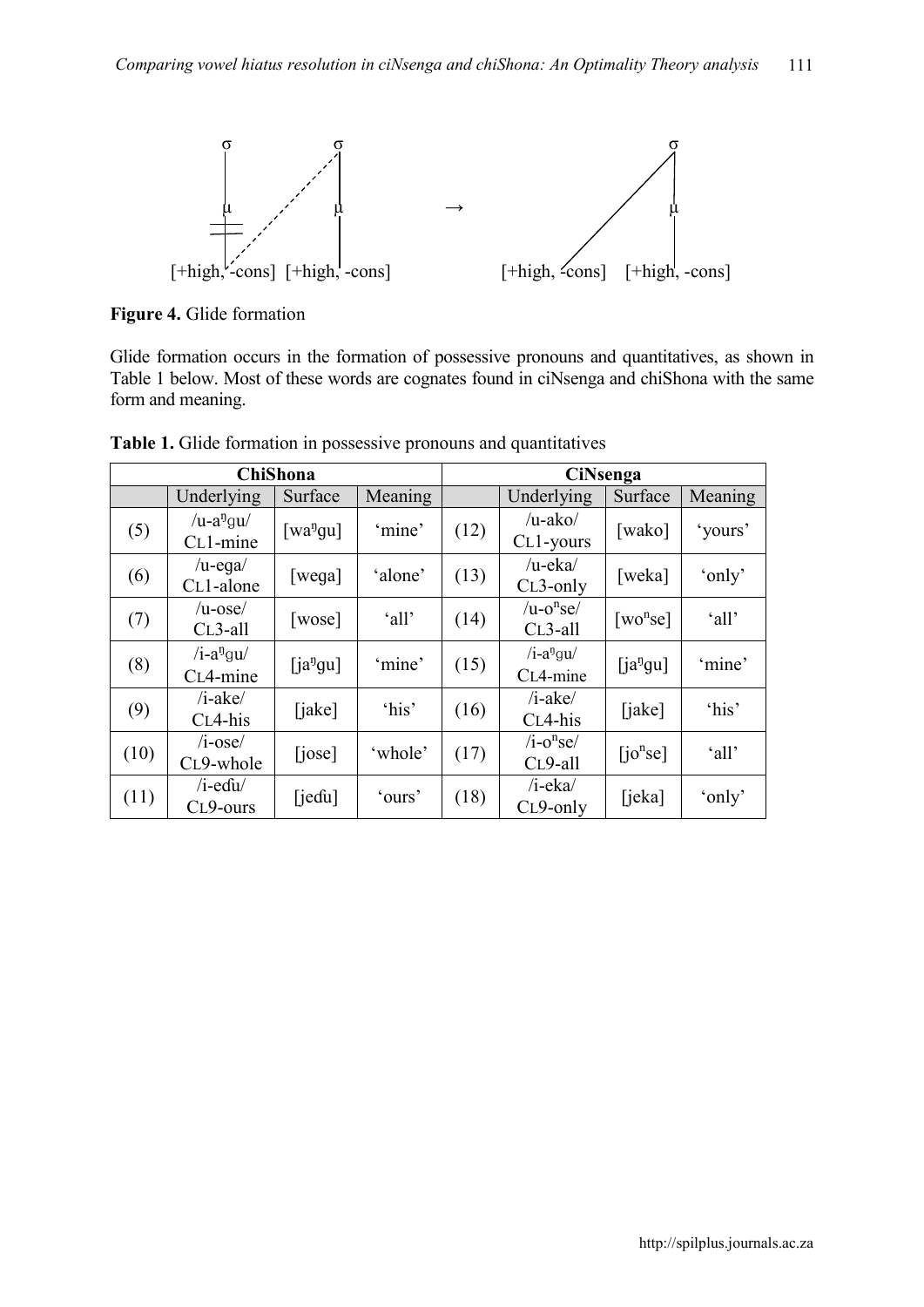σ σ σ

μ μ → μ

[+high, -cons] [+high, -cons] [+high, -cons] [+high, -cons]

**Figure 4.** Glide formation

Glide formation occurs in the formation of possessive pronouns and quantitatives, as shown in Table 1 below. Most of these words are cognates found in ciNsenga and chiShona with the same form and meaning.

**Table 1.** Glide formation in possessive pronouns and quantitatives

| ChiShona | | | | CiNsenga | | | |
|---|---|---|---|---|---|---|---|
| | Underlying | Surface | Meaning | | Underlying | Surface | Meaning |
| (5) | /u-aᵑɡu/ CL1-mine | [waᵑgu] | 'mine' | (12) | /u-ako/ CL1-yours | [wako] | 'yours' |
| (6) | /u-eɡa/ CL1-alone | [wega] | 'alone' | (13) | /u-eka/ CL3-only | [weka] | 'only' |
| (7) | /u-ose/ CL3-all | [wose] | 'all' | (14) | /u-oⁿse/ CL3-all | [woⁿse] | 'all' |
| (8) | /i-aᵑɡu/ CL4-mine | [jaᵑgu] | 'mine' | (15) | /i-aᵑɡu/ CL4-mine | [jaᵑgu] | 'mine' |
| (9) | /i-ake/ CL4-his | [jake] | 'his' | (16) | /i-ake/ CL4-his | [jake] | 'his' |
| (10) | /i-ose/ CL9-whole | [jose] | 'whole' | (17) | /i-oⁿse/ CL9-all | [joⁿse] | 'all' |
| (11) | /i-eɗu/ CL9-ours | [jeɗu] | 'ours' | (18) | /i-eka/ CL9-only | [jeka] | 'only' |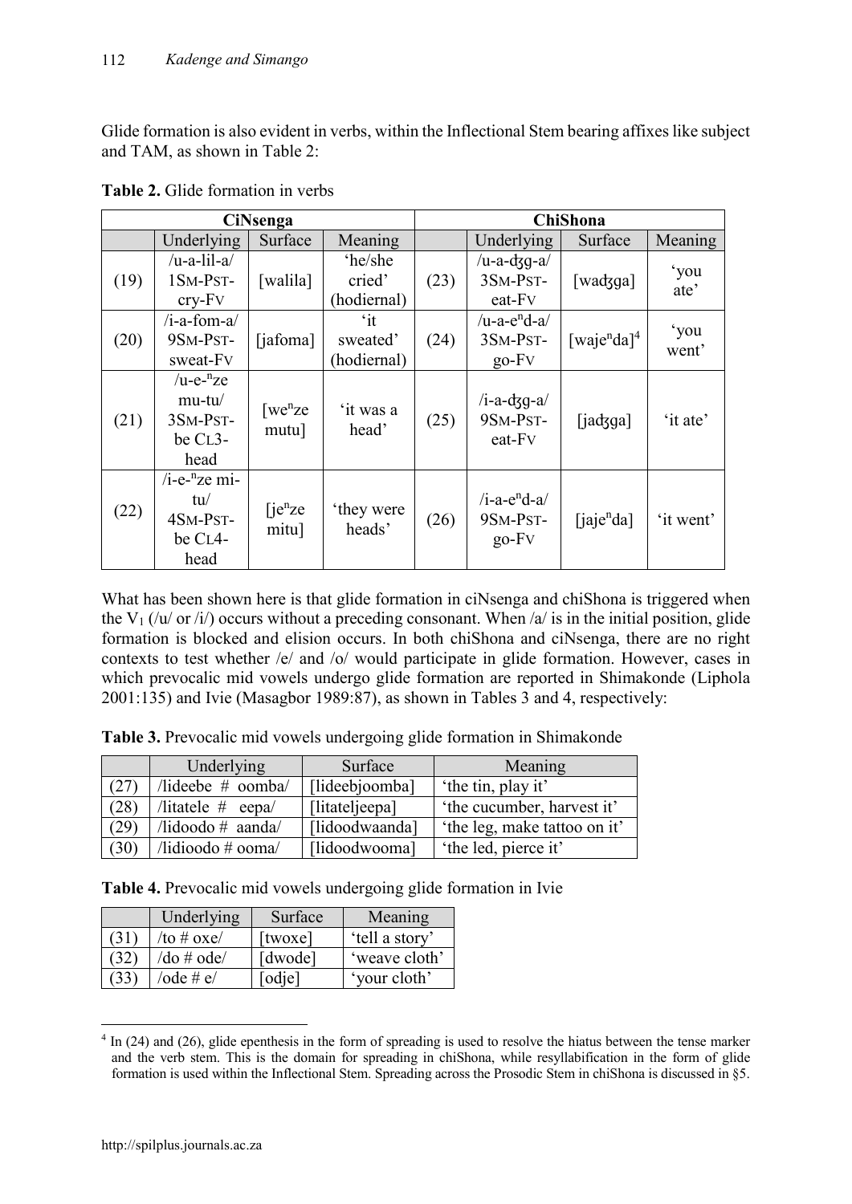Glide formation is also evident in verbs, within the Inflectional Stem bearing affixes like subject and TAM, as shown in Table 2:

**Table 2.** Glide formation in verbs

| CiNsenga | | | | ChiShona | | | |
|---|---|---|---|---|---|---|---|
| | Underlying | Surface | Meaning | | Underlying | Surface | Meaning |
| (19) | /u-a-lil-a/ 1SM-PST-cry-FV | [walila] | 'he/she cried' (hodiernal) | (23) | /u-a-ʤg-a/ 3SM-PST-eat-FV | [waʤga] | 'you ate' |
| (20) | /i-a-fom-a/ 9SM-PST-sweat-FV | [jafoma] | 'it sweated' (hodiernal) | (24) | /u-a-e$^{n}$d-a/ 3SM-PST-go-FV | [waje$^{n}$da][4] | 'you went' |
| (21) | /u-e-$^{n}$ze mu-tu/ 3SM-PST-be CL3-head | [we$^{n}$ze mutu] | 'it was a head' | (25) | /i-a-ʤg-a/ 9SM-PST-eat-FV | [jaʤga] | 'it ate' |
| (22) | /i-e-$^{n}$ze mi-tu/ 4SM-PST-be CL4-head | [je$^{n}$ze mitu] | 'they were heads' | (26) | /i-a-e$^{n}$d-a/ 9SM-PST-go-FV | [jaje$^{n}$da] | 'it went' |

What has been shown here is that glide formation in ciNsenga and chiShona is triggered when the $V_1$ (/u/ or /i/) occurs without a preceding consonant. When /a/ is in the initial position, glide formation is blocked and elision occurs. In both chiShona and ciNsenga, there are no right contexts to test whether /e/ and /o/ would participate in glide formation. However, cases in which prevocalic mid vowels undergo glide formation are reported in Shimakonde (Liphola 2001:135) and Ivie (Masagbor 1989:87), as shown in Tables 3 and 4, respectively:

**Table 3.** Prevocalic mid vowels undergoing glide formation in Shimakonde

| | Underlying | Surface | Meaning |
|---|---|---|---|
| (27) | /lideebe # oomba/ | [lideebjoomba] | 'the tin, play it' |
| (28) | /litatele # eepa/ | [litateljeepa] | 'the cucumber, harvest it' |
| (29) | /lidoodo # aanda/ | [lidoodwaanda] | 'the leg, make tattoo on it' |
| (30) | /lidioodo # ooma/ | [lidoodwooma] | 'the led, pierce it' |

**Table 4.** Prevocalic mid vowels undergoing glide formation in Ivie

| | Underlying | Surface | Meaning |
|---|---|---|---|
| (31) | /to # oxe/ | [twoxe] | 'tell a story' |
| (32) | /do # ode/ | [dwode] | 'weave cloth' |
| (33) | /ode # e/ | [odje] | 'your cloth' |

[4] In (24) and (26), glide epenthesis in the form of spreading is used to resolve the hiatus between the tense marker and the verb stem. This is the domain for spreading in chiShona, while resyllabification in the form of glide formation is used within the Inflectional Stem. Spreading across the Prosodic Stem in chiShona is discussed in §5.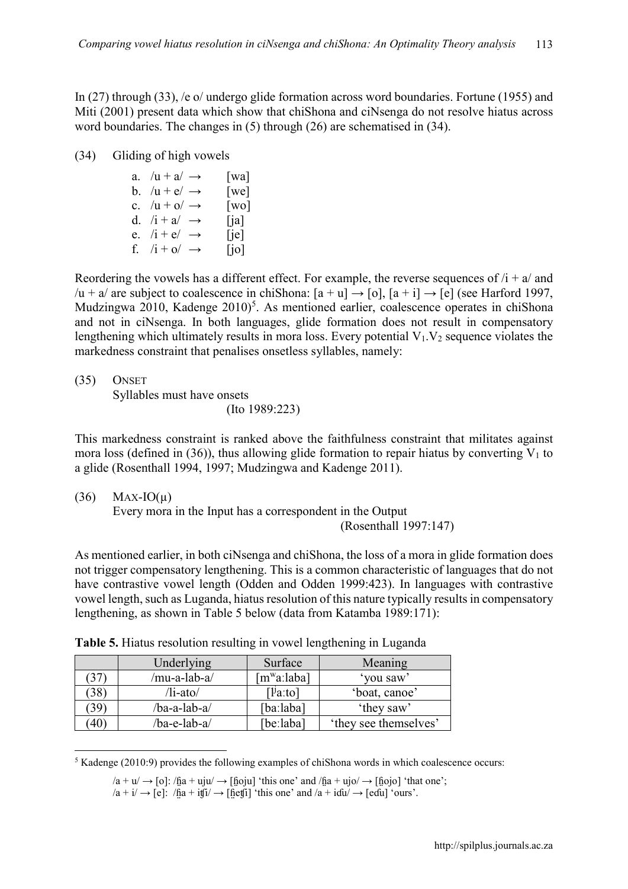In (27) through (33), /e o/ undergo glide formation across word boundaries. Fortune (1955) and Miti (2001) present data which show that chiShona and ciNsenga do not resolve hiatus across word boundaries. The changes in (5) through (26) are schematised in (34).

(34) Gliding of high vowels

a. /u + a/ → [wa]
b. /u + e/ → [we]
c. /u + o/ → [wo]
d. /i + a/ → [ja]
e. /i + e/ → [je]
f. /i + o/ → [jo]

Reordering the vowels has a different effect. For example, the reverse sequences of /i + a/ and /u + a/ are subject to coalescence in chiShona: [a + u] → [o], [a + i] → [e] (see Harford 1997, Mudzingwa 2010, Kadenge 2010)[5]. As mentioned earlier, coalescence operates in chiShona and not in ciNsenga. In both languages, glide formation does not result in compensatory lengthening which ultimately results in mora loss. Every potential $V_1.V_2$ sequence violates the markedness constraint that penalises onsetless syllables, namely:

(35) ONSET
Syllables must have onsets
(Ito 1989:223)

This markedness constraint is ranked above the faithfulness constraint that militates against mora loss (defined in (36)), thus allowing glide formation to repair hiatus by converting $V_1$ to a glide (Rosenthall 1994, 1997; Mudzingwa and Kadenge 2011).

(36) MAX-IO(μ)
Every mora in the Input has a correspondent in the Output
(Rosenthall 1997:147)

As mentioned earlier, in both ciNsenga and chiShona, the loss of a mora in glide formation does not trigger compensatory lengthening. This is a common characteristic of languages that do not have contrastive vowel length (Odden and Odden 1999:423). In languages with contrastive vowel length, such as Luganda, hiatus resolution of this nature typically results in compensatory lengthening, as shown in Table 5 below (data from Katamba 1989:171):

**Table 5.** Hiatus resolution resulting in vowel lengthening in Luganda

| | Underlying | Surface | Meaning |
|---|---|---|---|
| (37) | /mu-a-lab-a/ | [mʷaːlaba] | 'you saw' |
| (38) | /li-ato/ | [lʲaːto] | 'boat, canoe' |
| (39) | /ba-a-lab-a/ | [baːlaba] | 'they saw' |
| (40) | /ba-e-lab-a/ | [beːlaba] | 'they see themselves' |

[5] Kadenge (2010:9) provides the following examples of chiShona words in which coalescence occurs:

/a + u/ → [o]: /ɦa + uju/ → [ɦoju] 'this one' and /ɦa + ujo/ → [ɦojo] 'that one';
/a + i/ → [e]: /ɦa + itʃi/ → [ɦetʃi] 'this one' and /a + idu/ → [edu] 'ours'.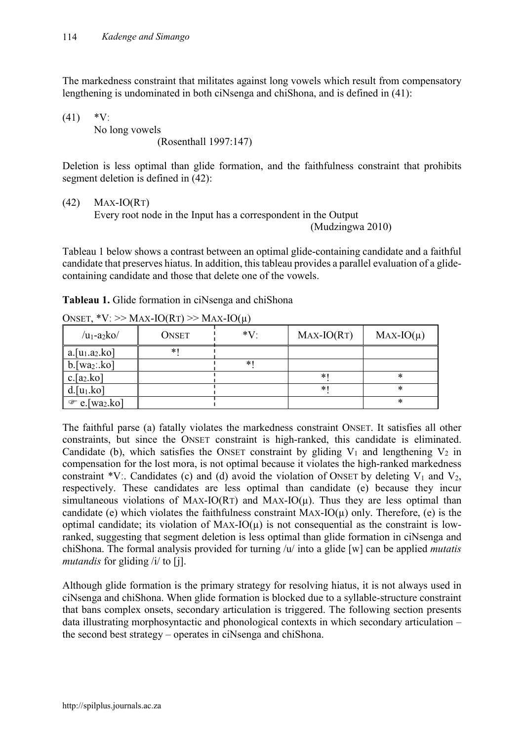The markedness constraint that militates against long vowels which result from compensatory lengthening is undominated in both ciNsenga and chiShona, and is defined in (41):

(41) *V:
No long vowels
(Rosenthall 1997:147)

Deletion is less optimal than glide formation, and the faithfulness constraint that prohibits segment deletion is defined in (42):

(42) MAX-IO(RT)
Every root node in the Input has a correspondent in the Output
(Mudzingwa 2010)

Tableau 1 below shows a contrast between an optimal glide-containing candidate and a faithful candidate that preserves hiatus. In addition, this tableau provides a parallel evaluation of a glide-containing candidate and those that delete one of the vowels.

**Tableau 1.** Glide formation in ciNsenga and chiShona

ONSET, *V: >> MAX-IO(RT) >> MAX-IO(μ)

| /$u_1$-$a_2$ko/ | ONSET | *V: | MAX-IO(RT) | MAX-IO(μ) |
|---|---|---|---|---|
| a.[$u_1$.$a_2$.ko] | *! | | | |
| b.[w$a_2$:.ko] | | *! | | |
| c.[$a_2$.ko] | | | *! | * |
| d.[$u_1$.ko] | | | *! | * |
| ☞ e.[w$a_2$.ko] | | | | * |

The faithful parse (a) fatally violates the markedness constraint ONSET. It satisfies all other constraints, but since the ONSET constraint is high-ranked, this candidate is eliminated. Candidate (b), which satisfies the ONSET constraint by gliding $V_1$ and lengthening $V_2$ in compensation for the lost mora, is not optimal because it violates the high-ranked markedness constraint *V:. Candidates (c) and (d) avoid the violation of ONSET by deleting $V_1$ and $V_2$, respectively. These candidates are less optimal than candidate (e) because they incur simultaneous violations of MAX-IO(RT) and MAX-IO(μ). Thus they are less optimal than candidate (e) which violates the faithfulness constraint MAX-IO(μ) only. Therefore, (e) is the optimal candidate; its violation of MAX-IO(μ) is not consequential as the constraint is low-ranked, suggesting that segment deletion is less optimal than glide formation in ciNsenga and chiShona. The formal analysis provided for turning /u/ into a glide [w] can be applied *mutatis mutandis* for gliding /i/ to [j].

Although glide formation is the primary strategy for resolving hiatus, it is not always used in ciNsenga and chiShona. When glide formation is blocked due to a syllable-structure constraint that bans complex onsets, secondary articulation is triggered. The following section presents data illustrating morphosyntactic and phonological contexts in which secondary articulation – the second best strategy – operates in ciNsenga and chiShona.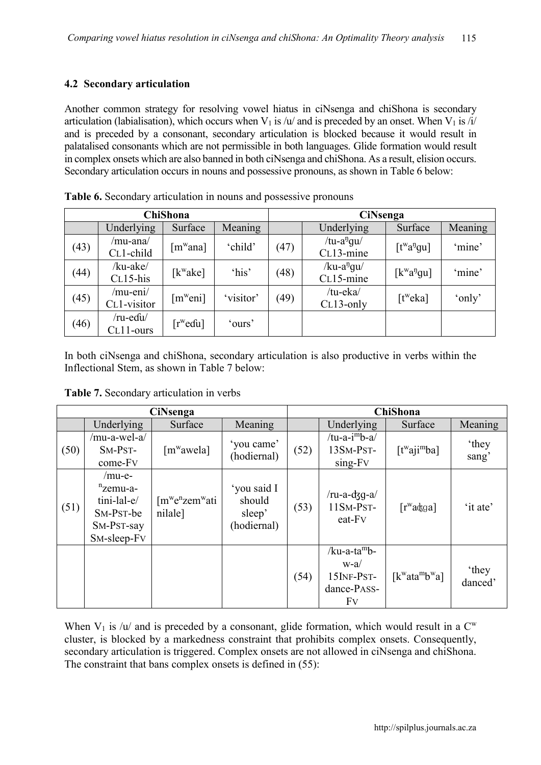### 4.2 Secondary articulation

Another common strategy for resolving vowel hiatus in ciNsenga and chiShona is secondary articulation (labialisation), which occurs when $V_1$ is /u/ and is preceded by an onset. When $V_1$ is /i/ and is preceded by a consonant, secondary articulation is blocked because it would result in palatalised consonants which are not permissible in both languages. Glide formation would result in complex onsets which are also banned in both ciNsenga and chiShona. As a result, elision occurs. Secondary articulation occurs in nouns and possessive pronouns, as shown in Table 6 below:

**Table 6.** Secondary articulation in nouns and possessive pronouns

| ChiShona | | | | CiNsenga | | | |
|---|---|---|---|---|---|---|---|
| | Underlying | Surface | Meaning | | Underlying | Surface | Meaning |
| (43) | /mu-ana/ CL1-child | [mʷana] | 'child' | (47) | /tu-aᵑgu/ CL13-mine | [tʷaᵑgu] | 'mine' |
| (44) | /ku-ake/ CL15-his | [kʷake] | 'his' | (48) | /ku-aᵑgu/ CL15-mine | [kʷaᵑgu] | 'mine' |
| (45) | /mu-eni/ CL1-visitor | [mʷeni] | 'visitor' | (49) | /tu-eka/ CL13-only | [tʷeka] | 'only' |
| (46) | /ru-edu/ CL11-ours | [rʷedu] | 'ours' | | | | |

In both ciNsenga and chiShona, secondary articulation is also productive in verbs within the Inflectional Stem, as shown in Table 7 below:

**Table 7.** Secondary articulation in verbs

| CiNsenga | | | | ChiShona | | | |
|---|---|---|---|---|---|---|---|
| | Underlying | Surface | Meaning | | Underlying | Surface | Meaning |
| (50) | /mu-a-wel-a/ SM-PST-come-FV | [mʷawela] | 'you came' (hodiernal) | (52) | /tu-a-iᵐb-a/ 13SM-PST-sing-FV | [tʷajiᵐba] | 'they sang' |
| (51) | /mu-e-ⁿzemu-a-tini-lal-e/ SM-PST-be SM-PST-say SM-sleep-FV | [mʷeⁿzemʷatinilale] | 'you said I should sleep' (hodiernal) | (53) | /ru-a-ʤg-a/ 11SM-PST-eat-FV | [rʷaʤga] | 'it ate' |
| | | | | (54) | /ku-a-taᵐb-w-a/ 15INF-PST-dance-PASS-FV | [kʷataᵐbʷa] | 'they danced' |

When $V_1$ is /u/ and is preceded by a consonant, glide formation, which would result in a $C^w$ cluster, is blocked by a markedness constraint that prohibits complex onsets. Consequently, secondary articulation is triggered. Complex onsets are not allowed in ciNsenga and chiShona. The constraint that bans complex onsets is defined in (55):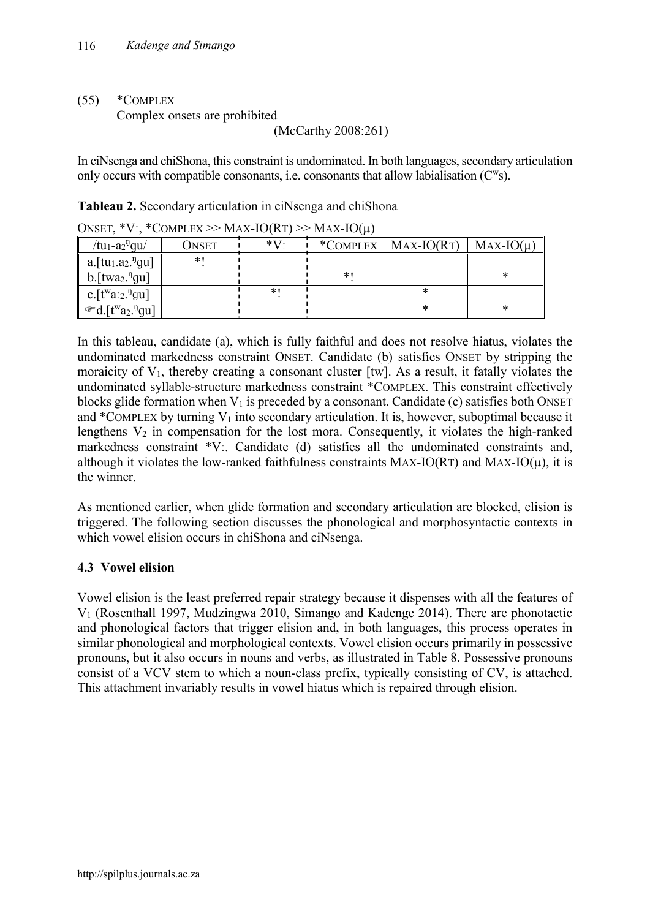(55) *COMPLEX
Complex onsets are prohibited
(McCarthy 2008:261)

In ciNsenga and chiShona, this constraint is undominated. In both languages, secondary articulation only occurs with compatible consonants, i.e. consonants that allow labialisation ($C^w$s).

**Tableau 2.** Secondary articulation in ciNsenga and chiShona

ONSET, *V:, *COMPLEX >> MAX-IO(RT) >> MAX-IO(μ)

| /tu₁-a₂ᵑgu/ | ONSET | *V: | *COMPLEX | MAX-IO(RT) | MAX-IO(μ) |
|---|---|---|---|---|---|
| a.[tu₁.a₂.ᵑgu] | *! | | | | |
| b.[twa₂.ᵑgu] | | | *! | | * |
| c.[tʷa:₂.ᵑgu] | | *! | | * | |
| ☞d.[tʷa₂.ᵑgu] | | | | * | * |

In this tableau, candidate (a), which is fully faithful and does not resolve hiatus, violates the undominated markedness constraint ONSET. Candidate (b) satisfies ONSET by stripping the moraicity of $V_1$, thereby creating a consonant cluster [tw]. As a result, it fatally violates the undominated syllable-structure markedness constraint *COMPLEX. This constraint effectively blocks glide formation when $V_1$ is preceded by a consonant. Candidate (c) satisfies both ONSET and *COMPLEX by turning $V_1$ into secondary articulation. It is, however, suboptimal because it lengthens $V_2$ in compensation for the lost mora. Consequently, it violates the high-ranked markedness constraint *V:. Candidate (d) satisfies all the undominated constraints and, although it violates the low-ranked faithfulness constraints MAX-IO(RT) and MAX-IO(μ), it is the winner.

As mentioned earlier, when glide formation and secondary articulation are blocked, elision is triggered. The following section discusses the phonological and morphosyntactic contexts in which vowel elision occurs in chiShona and ciNsenga.

### 4.3 Vowel elision

Vowel elision is the least preferred repair strategy because it dispenses with all the features of $V_1$ (Rosenthall 1997, Mudzingwa 2010, Simango and Kadenge 2014). There are phonotactic and phonological factors that trigger elision and, in both languages, this process operates in similar phonological and morphological contexts. Vowel elision occurs primarily in possessive pronouns, but it also occurs in nouns and verbs, as illustrated in Table 8. Possessive pronouns consist of a VCV stem to which a noun-class prefix, typically consisting of CV, is attached. This attachment invariably results in vowel hiatus which is repaired through elision.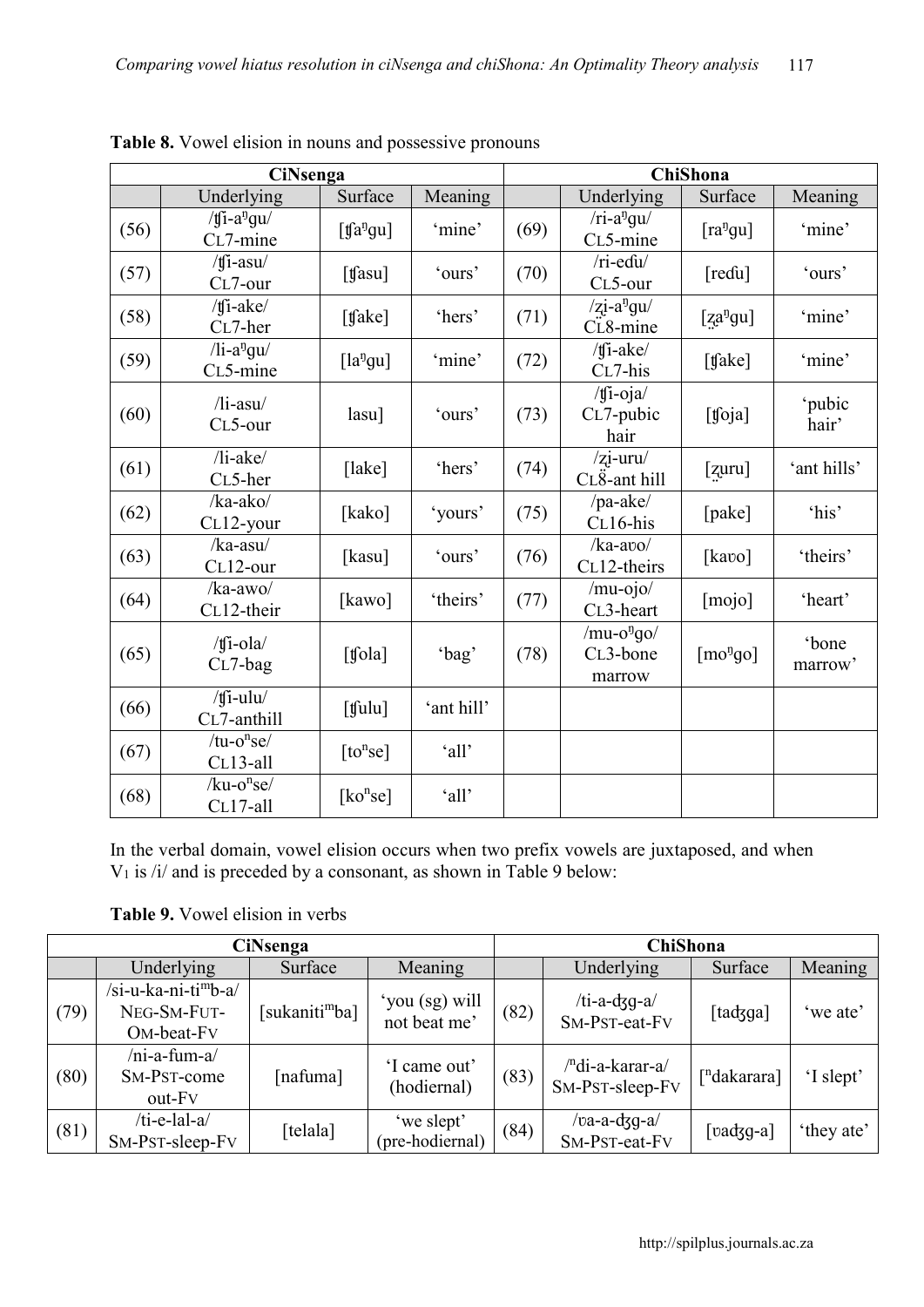**Table 8.** Vowel elision in nouns and possessive pronouns

| CiNsenga | | | | ChiShona | | | |
|---|---|---|---|---|---|---|---|
| | Underlying | Surface | Meaning | | Underlying | Surface | Meaning |
| (56) | /ʧi-aᵑgu/ CL7-mine | [ʧaᵑgu] | 'mine' | (69) | /ri-aᵑgu/ CL5-mine | [raᵑgu] | 'mine' |
| (57) | /ʧi-asu/ CL7-our | [ʧasu] | 'ours' | (70) | /ri-eɗu/ CL5-our | [reɗu] | 'ours' |
| (58) | /ʧi-ake/ CL7-her | [ʧake] | 'hers' | (71) | /zi̤-aᵑgu/ CL8-mine | [za̤ᵑgu] | 'mine' |
| (59) | /li-aᵑgu/ CL5-mine | [laᵑgu] | 'mine' | (72) | /ʧi-ake/ CL7-his | [ʧake] | 'mine' |
| (60) | /li-asu/ CL5-our | lasu] | 'ours' | (73) | /ʧi-oja/ CL7-pubic hair | [ʧoja] | 'pubic hair' |
| (61) | /li-ake/ CL5-her | [lake] | 'hers' | (74) | /zi̤-uru/ CL8-ant hill | [zṳru] | 'ant hills' |
| (62) | /ka-ako/ CL12-your | [kako] | 'yours' | (75) | /pa-ake/ CL16-his | [pake] | 'his' |
| (63) | /ka-asu/ CL12-our | [kasu] | 'ours' | (76) | /ka-aʋo/ CL12-theirs | [kaʋo] | 'theirs' |
| (64) | /ka-awo/ CL12-their | [kawo] | 'theirs' | (77) | /mu-ojo/ CL3-heart | [mojo] | 'heart' |
| (65) | /ʧi-ola/ CL7-bag | [ʧola] | 'bag' | (78) | /mu-oᵑgo/ CL3-bone marrow | [moᵑgo] | 'bone marrow' |
| (66) | /ʧi-ulu/ CL7-anthill | [ʧulu] | 'ant hill' | | | | |
| (67) | /tu-oⁿse/ CL13-all | [toⁿse] | 'all' | | | | |
| (68) | /ku-oⁿse/ CL17-all | [koⁿse] | 'all' | | | | |

In the verbal domain, vowel elision occurs when two prefix vowels are juxtaposed, and when $V_1$ is /i/ and is preceded by a consonant, as shown in Table 9 below:

**Table 9.** Vowel elision in verbs

| CiNsenga | | | | ChiShona | | | |
|---|---|---|---|---|---|---|---|
| | Underlying | Surface | Meaning | | Underlying | Surface | Meaning |
| (79) | /si-u-ka-ni-tiᵐb-a/ NEG-SM-FUT-OM-beat-FV | [sukanitiᵐba] | 'you (sg) will not beat me' | (82) | /ti-a-ʤg-a/ SM-PST-eat-FV | [taʤga] | 'we ate' |
| (80) | /ni-a-fum-a/ SM-PST-come out-FV | [nafuma] | 'I came out' (hodiernal) | (83) | /ⁿdi-a-karar-a/ SM-PST-sleep-FV | [ⁿdakarara] | 'I slept' |
| (81) | /ti-e-lal-a/ SM-PST-sleep-FV | [telala] | 'we slept' (pre-hodiernal) | (84) | /ʋa-a-ʤg-a/ SM-PST-eat-FV | [ʋaʤg-a] | 'they ate' |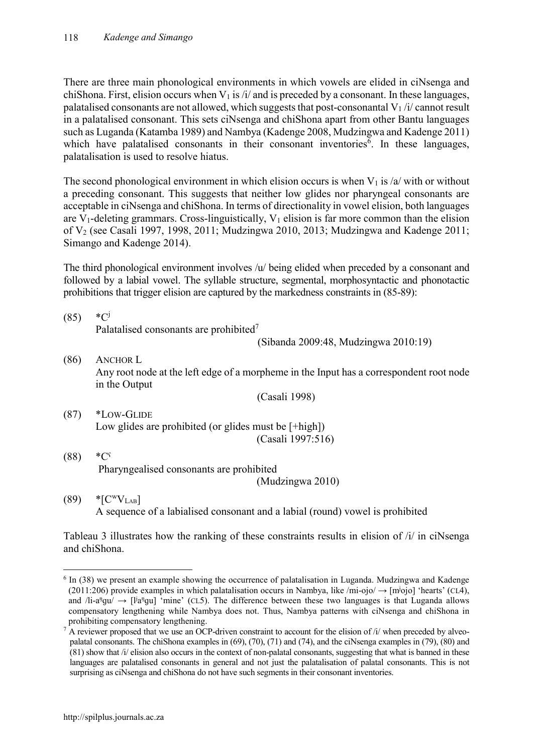There are three main phonological environments in which vowels are elided in ciNsenga and chiShona. First, elision occurs when $V_1$ is /i/ and is preceded by a consonant. In these languages, palatalised consonants are not allowed, which suggests that post-consonantal $V_1$ /i/ cannot result in a palatalised consonant. This sets ciNsenga and chiShona apart from other Bantu languages such as Luganda (Katamba 1989) and Nambya (Kadenge 2008, Mudzingwa and Kadenge 2011) which have palatalised consonants in their consonant inventories[6]. In these languages, palatalisation is used to resolve hiatus.

The second phonological environment in which elision occurs is when $V_1$ is /a/ with or without a preceding consonant. This suggests that neither low glides nor pharyngeal consonants are acceptable in ciNsenga and chiShona. In terms of directionality in vowel elision, both languages are $V_1$-deleting grammars. Cross-linguistically, $V_1$ elision is far more common than the elision of $V_2$ (see Casali 1997, 1998, 2011; Mudzingwa 2010, 2013; Mudzingwa and Kadenge 2011; Simango and Kadenge 2014).

The third phonological environment involves /u/ being elided when preceded by a consonant and followed by a labial vowel. The syllable structure, segmental, morphosyntactic and phonotactic prohibitions that trigger elision are captured by the markedness constraints in (85-89):

(85) $*C^j$
Palatalised consonants are prohibited[7]
(Sibanda 2009:48, Mudzingwa 2010:19)

(86) ANCHOR L
Any root node at the left edge of a morpheme in the Input has a correspondent root node in the Output
(Casali 1998)

(87) *LOW-GLIDE
Low glides are prohibited (or glides must be [+high])
(Casali 1997:516)

(88) $*C^ʕ$
Pharyngealised consonants are prohibited
(Mudzingwa 2010)

(89) $*[C^wV_{LAB}]$
A sequence of a labialised consonant and a labial (round) vowel is prohibited

Tableau 3 illustrates how the ranking of these constraints results in elision of /i/ in ciNsenga and chiShona.

---

[6] In (38) we present an example showing the occurrence of palatalisation in Luganda. Mudzingwa and Kadenge (2011:206) provide examples in which palatalisation occurs in Nambya, like /mi-ojo/ → [mʲojo] 'hearts' (CL4), and /li-aᵑgu/ → [lʲaᵑgu] 'mine' (CL5). The difference between these two languages is that Luganda allows compensatory lengthening while Nambya does not. Thus, Nambya patterns with ciNsenga and chiShona in prohibiting compensatory lengthening.

[7] A reviewer proposed that we use an OCP-driven constraint to account for the elision of /i/ when preceded by alveo-palatal consonants. The chiShona examples in (69), (70), (71) and (74), and the ciNsenga examples in (79), (80) and (81) show that /i/ elision also occurs in the context of non-palatal consonants, suggesting that what is banned in these languages are palatalised consonants in general and not just the palatalisation of palatal consonants. This is not surprising as ciNsenga and chiShona do not have such segments in their consonant inventories.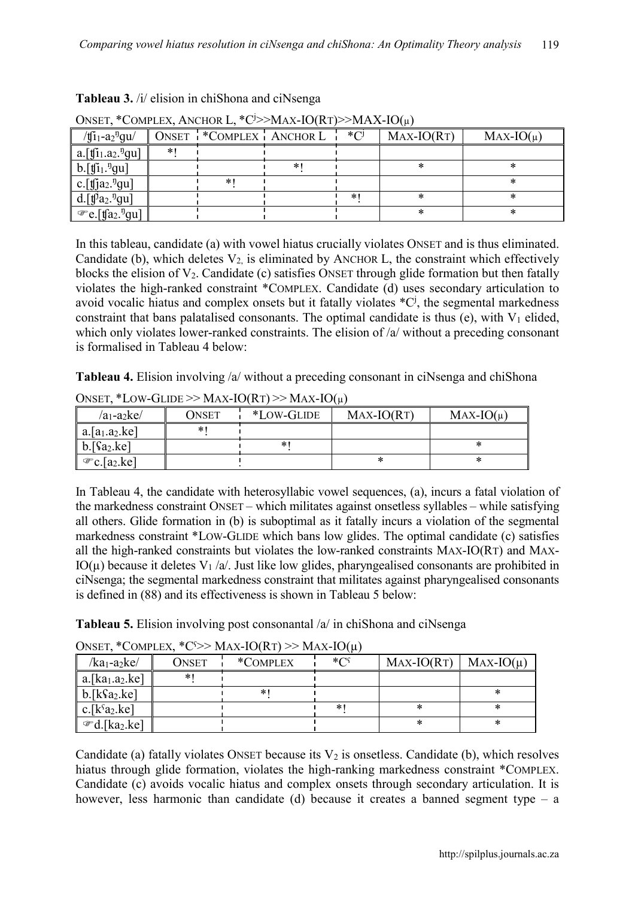**Tableau 3.** /i/ elision in chiShona and ciNsenga

ONSET, *COMPLEX, ANCHOR L, *C$^j$>>MAX-IO(RT)>>MAX-IO(μ)

| /ʧi$_1$-a$_2$ᵑgu/ | ONSET | *COMPLEX | ANCHOR L | *C$^j$ | MAX-IO(RT) | MAX-IO(μ) |
|---|---|---|---|---|---|---|
| a.[ʧi$_1$.a$_2$.ᵑgu] | *! | | | | | |
| b.[ʧi$_1$.ᵑgu] | | | *! | | * | * |
| c.[ʧja$_2$.ᵑgu] | | *! | | | | * |
| d.[ʧʲa$_2$.ᵑgu] | | | | *! | * | * |
| ☞e.[ʧa$_2$.ᵑgu] | | | | | * | * |

In this tableau, candidate (a) with vowel hiatus crucially violates ONSET and is thus eliminated. Candidate (b), which deletes $V_2$, is eliminated by ANCHOR L, the constraint which effectively blocks the elision of $V_2$. Candidate (c) satisfies ONSET through glide formation but then fatally violates the high-ranked constraint *COMPLEX. Candidate (d) uses secondary articulation to avoid vocalic hiatus and complex onsets but it fatally violates *C$^j$, the segmental markedness constraint that bans palatalised consonants. The optimal candidate is thus (e), with $V_1$ elided, which only violates lower-ranked constraints. The elision of /a/ without a preceding consonant is formalised in Tableau 4 below:

**Tableau 4.** Elision involving /a/ without a preceding consonant in ciNsenga and chiShona

ONSET, *LOW-GLIDE >> MAX-IO(RT) >> MAX-IO(μ)

| /a$_1$-a$_2$ke/ | ONSET | *LOW-GLIDE | MAX-IO(RT) | MAX-IO(μ) |
|---|---|---|---|---|
| a.[a$_1$.a$_2$.ke] | *! | | | |
| b.[ʕa$_2$.ke] | | *! | | * |
| ☞c.[a$_2$.ke] | | | * | * |

In Tableau 4, the candidate with heterosyllabic vowel sequences, (a), incurs a fatal violation of the markedness constraint ONSET – which militates against onsetless syllables – while satisfying all others. Glide formation in (b) is suboptimal as it fatally incurs a violation of the segmental markedness constraint *LOW-GLIDE which bans low glides. The optimal candidate (c) satisfies all the high-ranked constraints but violates the low-ranked constraints MAX-IO(RT) and MAX-IO(μ) because it deletes $V_1$ /a/. Just like low glides, pharyngealised consonants are prohibited in ciNsenga; the segmental markedness constraint that militates against pharyngealised consonants is defined in (88) and its effectiveness is shown in Tableau 5 below:

**Tableau 5.** Elision involving post consonantal /a/ in chiShona and ciNsenga

ONSET, *COMPLEX, *C$^ʕ$>> MAX-IO(RT) >> MAX-IO(μ)

| /ka$_1$-a$_2$ke/ | ONSET | *COMPLEX | *C$^ʕ$ | MAX-IO(RT) | MAX-IO(μ) |
|---|---|---|---|---|---|
| a.[ka$_1$.a$_2$.ke] | *! | | | | |
| b.[kʕa$_2$.ke] | | *! | | | * |
| c.[k$^ʕ$a$_2$.ke] | | | *! | * | * |
| ☞d.[ka$_2$.ke] | | | | * | * |

Candidate (a) fatally violates ONSET because its $V_2$ is onsetless. Candidate (b), which resolves hiatus through glide formation, violates the high-ranking markedness constraint *COMPLEX. Candidate (c) avoids vocalic hiatus and complex onsets through secondary articulation. It is however, less harmonic than candidate (d) because it creates a banned segment type – a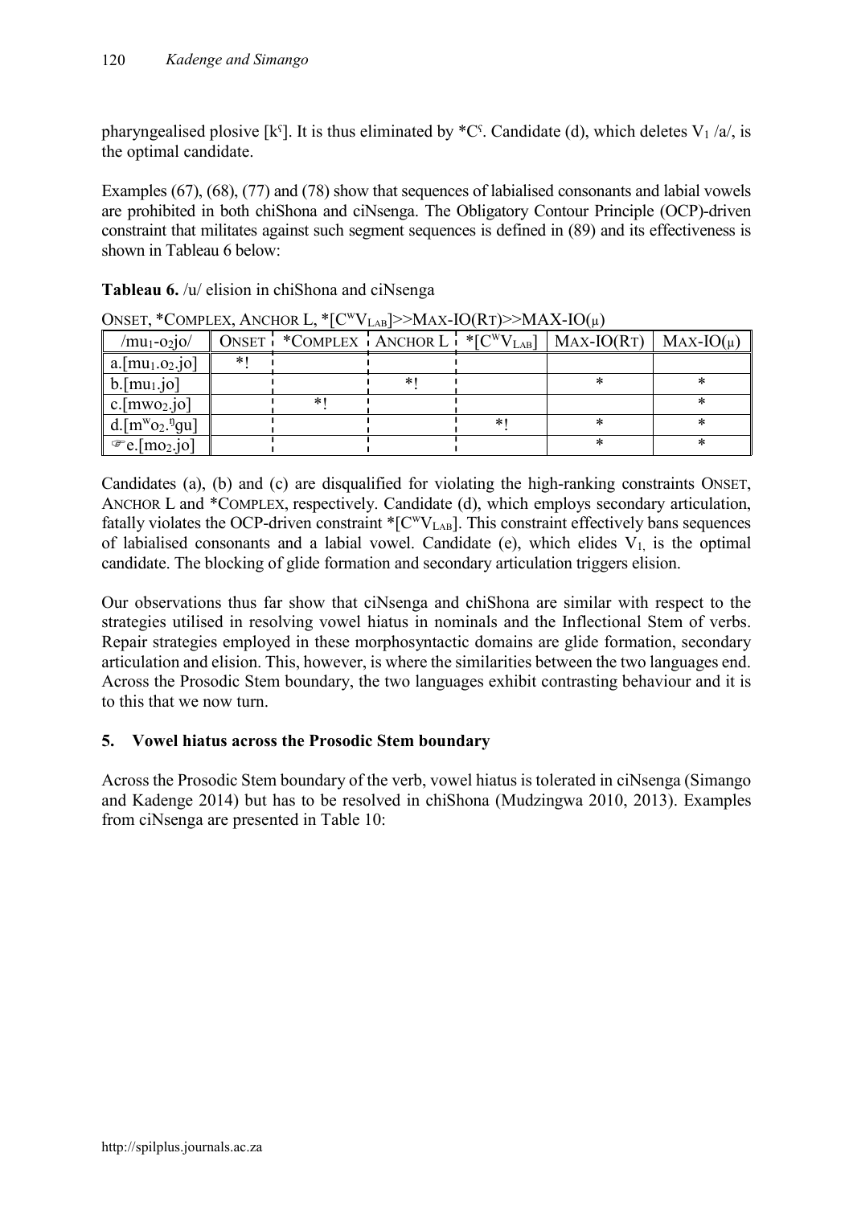pharyngealised plosive [kˤ]. It is thus eliminated by *Cˤ. Candidate (d), which deletes $V_1$ /a/, is the optimal candidate.

Examples (67), (68), (77) and (78) show that sequences of labialised consonants and labial vowels are prohibited in both chiShona and ciNsenga. The Obligatory Contour Principle (OCP)-driven constraint that militates against such segment sequences is defined in (89) and its effectiveness is shown in Tableau 6 below:

**Tableau 6.** /u/ elision in chiShona and ciNsenga

ONSET, *COMPLEX, ANCHOR L, *[$C^wV_{LAB}$]>>MAX-IO(RT)>>MAX-IO(μ)

| /$mu_1$-$o_2$jo/ | ONSET | *COMPLEX | ANCHOR L | *[$C^wV_{LAB}$] | MAX-IO(RT) | MAX-IO(μ) |
|---|---|---|---|---|---|---|
| a.[$mu_1$.$o_2$.jo] | *! | | | | | |
| b.[$mu_1$.jo] | | | *! | | * | * |
| c.[$mwo_2$.jo] | | *! | | | | * |
| d.[$m^wo_2$.ᵑgu] | | | | *! | * | * |
| ☞e.[$mo_2$.jo] | | | | | * | * |

Candidates (a), (b) and (c) are disqualified for violating the high-ranking constraints ONSET, ANCHOR L and *COMPLEX, respectively. Candidate (d), which employs secondary articulation, fatally violates the OCP-driven constraint *[$C^wV_{LAB}$]. This constraint effectively bans sequences of labialised consonants and a labial vowel. Candidate (e), which elides $V_1$, is the optimal candidate. The blocking of glide formation and secondary articulation triggers elision.

Our observations thus far show that ciNsenga and chiShona are similar with respect to the strategies utilised in resolving vowel hiatus in nominals and the Inflectional Stem of verbs. Repair strategies employed in these morphosyntactic domains are glide formation, secondary articulation and elision. This, however, is where the similarities between the two languages end. Across the Prosodic Stem boundary, the two languages exhibit contrasting behaviour and it is to this that we now turn.

## 5. Vowel hiatus across the Prosodic Stem boundary

Across the Prosodic Stem boundary of the verb, vowel hiatus is tolerated in ciNsenga (Simango and Kadenge 2014) but has to be resolved in chiShona (Mudzingwa 2010, 2013). Examples from ciNsenga are presented in Table 10: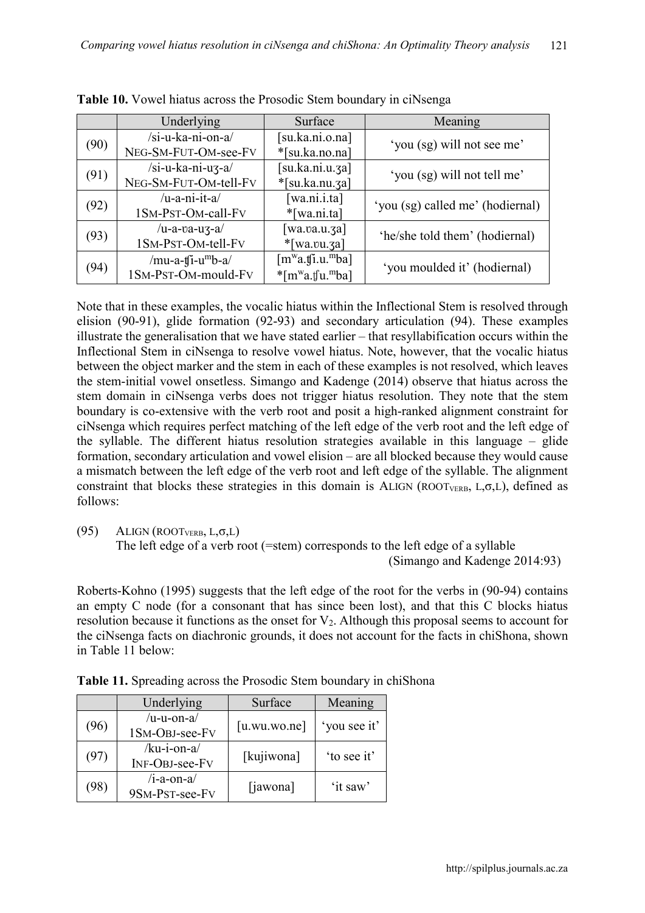**Table 10.** Vowel hiatus across the Prosodic Stem boundary in ciNsenga

| | Underlying | Surface | Meaning |
|---|---|---|---|
| (90) | /si-u-ka-ni-on-a/ NEG-SM-FUT-OM-see-FV | [su.ka.ni.o.na] *[su.ka.no.na] | 'you (sg) will not see me' |
| (91) | /si-u-ka-ni-uʒ-a/ NEG-SM-FUT-OM-tell-FV | [su.ka.ni.u.ʒa] *[su.ka.nu.ʒa] | 'you (sg) will not tell me' |
| (92) | /u-a-ni-it-a/ 1SM-PST-OM-call-FV | [wa.ni.i.ta] *[wa.ni.ta] | 'you (sg) called me' (hodiernal) |
| (93) | /u-a-ʋa-uʒ-a/ 1SM-PST-OM-tell-FV | [wa.ʋa.u.ʒa] *[wa.ʋu.ʒa] | 'he/she told them' (hodiernal) |
| (94) | /mu-a-ʧi-u$^{m}$b-a/ 1SM-PST-OM-mould-FV | [m$^{w}$a.ʧi.u.$^{m}$ba] *[m$^{w}$a.ʧu.$^{m}$ba] | 'you moulded it' (hodiernal) |

Note that in these examples, the vocalic hiatus within the Inflectional Stem is resolved through elision (90-91), glide formation (92-93) and secondary articulation (94). These examples illustrate the generalisation that we have stated earlier – that resyllabification occurs within the Inflectional Stem in ciNsenga to resolve vowel hiatus. Note, however, that the vocalic hiatus between the object marker and the stem in each of these examples is not resolved, which leaves the stem-initial vowel onsetless. Simango and Kadenge (2014) observe that hiatus across the stem domain in ciNsenga verbs does not trigger hiatus resolution. They note that the stem boundary is co-extensive with the verb root and posit a high-ranked alignment constraint for ciNsenga which requires perfect matching of the left edge of the verb root and the left edge of the syllable. The different hiatus resolution strategies available in this language – glide formation, secondary articulation and vowel elision – are all blocked because they would cause a mismatch between the left edge of the verb root and left edge of the syllable. The alignment constraint that blocks these strategies in this domain is ALIGN (ROOT$_{VERB}$, L,σ,L), defined as follows:

(95) ALIGN (ROOT$_{VERB}$, L,σ,L)
The left edge of a verb root (=stem) corresponds to the left edge of a syllable
(Simango and Kadenge 2014:93)

Roberts-Kohno (1995) suggests that the left edge of the root for the verbs in (90-94) contains an empty C node (for a consonant that has since been lost), and that this C blocks hiatus resolution because it functions as the onset for $V_2$. Although this proposal seems to account for the ciNsenga facts on diachronic grounds, it does not account for the facts in chiShona, shown in Table 11 below:

**Table 11.** Spreading across the Prosodic Stem boundary in chiShona

| | Underlying | Surface | Meaning |
|---|---|---|---|
| (96) | /u-u-on-a/ 1SM-OBJ-see-FV | [u.wu.wo.ne] | 'you see it' |
| (97) | /ku-i-on-a/ INF-OBJ-see-FV | [kujiwona] | 'to see it' |
| (98) | /i-a-on-a/ 9SM-PST-see-FV | [jawona] | 'it saw' |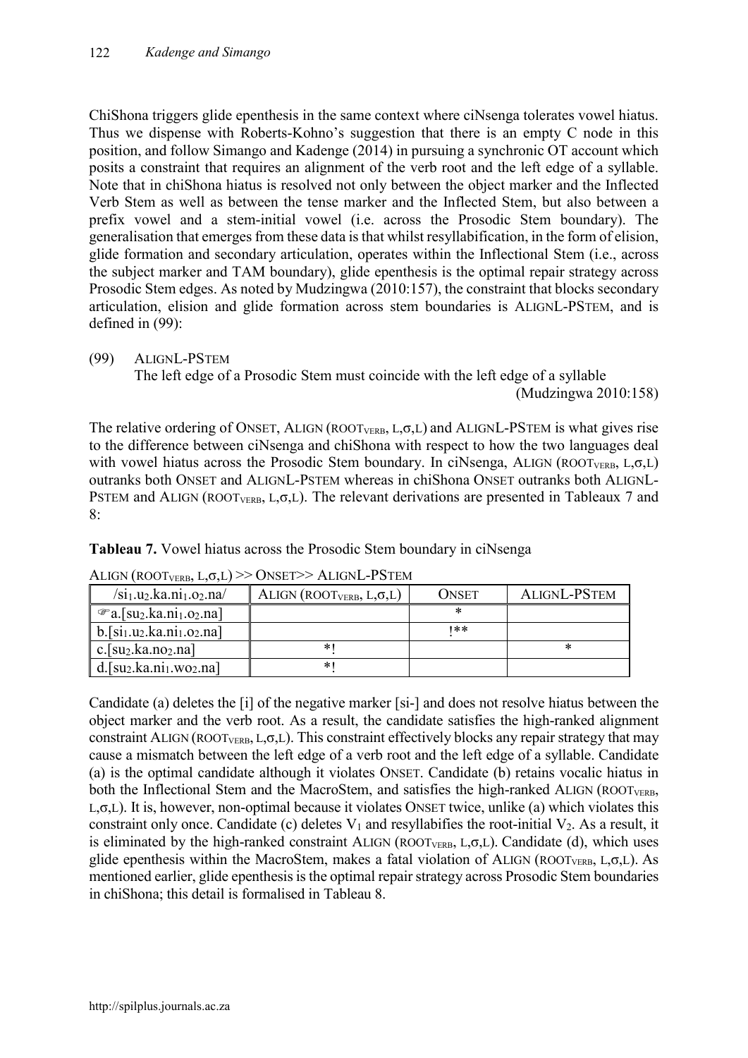ChiShona triggers glide epenthesis in the same context where ciNsenga tolerates vowel hiatus. Thus we dispense with Roberts-Kohno's suggestion that there is an empty C node in this position, and follow Simango and Kadenge (2014) in pursuing a synchronic OT account which posits a constraint that requires an alignment of the verb root and the left edge of a syllable. Note that in chiShona hiatus is resolved not only between the object marker and the Inflected Verb Stem as well as between the tense marker and the Inflected Stem, but also between a prefix vowel and a stem-initial vowel (i.e. across the Prosodic Stem boundary). The generalisation that emerges from these data is that whilst resyllabification, in the form of elision, glide formation and secondary articulation, operates within the Inflectional Stem (i.e., across the subject marker and TAM boundary), glide epenthesis is the optimal repair strategy across Prosodic Stem edges. As noted by Mudzingwa (2010:157), the constraint that blocks secondary articulation, elision and glide formation across stem boundaries is ALIGNL-PSTEM, and is defined in (99):

(99) ALIGNL-PSTEM
The left edge of a Prosodic Stem must coincide with the left edge of a syllable
(Mudzingwa 2010:158)

The relative ordering of ONSET, ALIGN ($\text{ROOT}_{\text{VERB}}$, L,σ,L) and ALIGNL-PSTEM is what gives rise to the difference between ciNsenga and chiShona with respect to how the two languages deal with vowel hiatus across the Prosodic Stem boundary. In ciNsenga, ALIGN ($\text{ROOT}_{\text{VERB}}$, L,σ,L) outranks both ONSET and ALIGNL-PSTEM whereas in chiShona ONSET outranks both ALIGNL-PSTEM and ALIGN ($\text{ROOT}_{\text{VERB}}$, L,σ,L). The relevant derivations are presented in Tableaux 7 and 8:

**Tableau 7.** Vowel hiatus across the Prosodic Stem boundary in ciNsenga

ALIGN ($\text{ROOT}_{\text{VERB}}$, L,σ,L) >> ONSET>> ALIGNL-PSTEM

| /$si_1.u_2.ka.ni_1.o_2.na$/ | ALIGN ($\text{ROOT}_{\text{VERB}}$, L,σ,L) | ONSET | ALIGNL-PSTEM |
|---|---|---|---|
| ☞a.[$su_2.ka.ni_1.o_2.na$] | | * | |
| b.[$si_1.u_2.ka.ni_1.o_2.na$] | | !** | |
| c.[$su_2.ka.no_2.na$] | *! | | * |
| d.[$su_2.ka.ni_1.wo_2.na$] | *! | | |

Candidate (a) deletes the [i] of the negative marker [si-] and does not resolve hiatus between the object marker and the verb root. As a result, the candidate satisfies the high-ranked alignment constraint ALIGN ($\text{ROOT}_{\text{VERB}}$, L,σ,L). This constraint effectively blocks any repair strategy that may cause a mismatch between the left edge of a verb root and the left edge of a syllable. Candidate (a) is the optimal candidate although it violates ONSET. Candidate (b) retains vocalic hiatus in both the Inflectional Stem and the MacroStem, and satisfies the high-ranked ALIGN ($\text{ROOT}_{\text{VERB}}$, L,σ,L). It is, however, non-optimal because it violates ONSET twice, unlike (a) which violates this constraint only once. Candidate (c) deletes $V_1$ and resyllabifies the root-initial $V_2$. As a result, it is eliminated by the high-ranked constraint ALIGN ($\text{ROOT}_{\text{VERB}}$, L,σ,L). Candidate (d), which uses glide epenthesis within the MacroStem, makes a fatal violation of ALIGN ($\text{ROOT}_{\text{VERB}}$, L,σ,L). As mentioned earlier, glide epenthesis is the optimal repair strategy across Prosodic Stem boundaries in chiShona; this detail is formalised in Tableau 8.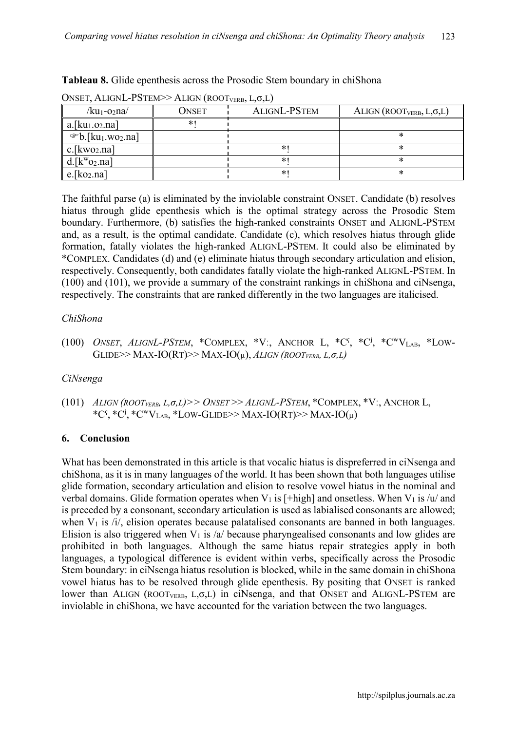**Tableau 8.** Glide epenthesis across the Prosodic Stem boundary in chiShona

ONSET, ALIGNL-PSTEM>> ALIGN ($ROOT_{VERB}$, L,σ,L)

| /ku$_1$-o$_2$na/ | ONSET | ALIGNL-PSTEM | ALIGN ($ROOT_{VERB}$, L,σ,L) |
|---|---|---|---|
| a.[ku$_1$.o$_2$.na] | *! | | |
| ☞b.[ku$_1$.wo$_2$.na] | | | * |
| c.[kwo$_2$.na] | | *! | * |
| d.[k$^w$o$_2$.na] | | *! | * |
| e.[ko$_2$.na] | | *! | * |

The faithful parse (a) is eliminated by the inviolable constraint ONSET. Candidate (b) resolves hiatus through glide epenthesis which is the optimal strategy across the Prosodic Stem boundary. Furthermore, (b) satisfies the high-ranked constraints ONSET and ALIGNL-PSTEM and, as a result, is the optimal candidate. Candidate (c), which resolves hiatus through glide formation, fatally violates the high-ranked ALIGNL-PSTEM. It could also be eliminated by *COMPLEX. Candidates (d) and (e) eliminate hiatus through secondary articulation and elision, respectively. Consequently, both candidates fatally violate the high-ranked ALIGNL-PSTEM. In (100) and (101), we provide a summary of the constraint rankings in chiShona and ciNsenga, respectively. The constraints that are ranked differently in the two languages are italicised.

*ChiShona*

(100) *ONSET*, *ALIGNL-PSTEM*, *COMPLEX, *V:, ANCHOR L, *$C^ʕ$, *$C^j$, *$C^WV_{LAB}$, *LOW-GLIDE>> MAX-IO(RT)>> MAX-IO(μ), *ALIGN ($ROOT_{VERB}$, L,σ,L)*

*CiNsenga*

(101) *ALIGN ($ROOT_{VERB}$, L,σ,L)>> ONSET >> ALIGNL-PSTEM*, *COMPLEX, *V:, ANCHOR L, *$C^ʕ$, *$C^j$, *$C^WV_{LAB}$, *LOW-GLIDE>> MAX-IO(RT)>> MAX-IO(μ)

## 6. Conclusion

What has been demonstrated in this article is that vocalic hiatus is dispreferred in ciNsenga and chiShona, as it is in many languages of the world. It has been shown that both languages utilise glide formation, secondary articulation and elision to resolve vowel hiatus in the nominal and verbal domains. Glide formation operates when $V_1$ is [+high] and onsetless. When $V_1$ is /u/ and is preceded by a consonant, secondary articulation is used as labialised consonants are allowed; when $V_1$ is /i/, elision operates because palatalised consonants are banned in both languages. Elision is also triggered when $V_1$ is /a/ because pharyngealised consonants and low glides are prohibited in both languages. Although the same hiatus repair strategies apply in both languages, a typological difference is evident within verbs, specifically across the Prosodic Stem boundary: in ciNsenga hiatus resolution is blocked, while in the same domain in chiShona vowel hiatus has to be resolved through glide epenthesis. By positing that ONSET is ranked lower than ALIGN ($ROOT_{VERB}$, L,σ,L) in ciNsenga, and that ONSET and ALIGNL-PSTEM are inviolable in chiShona, we have accounted for the variation between the two languages.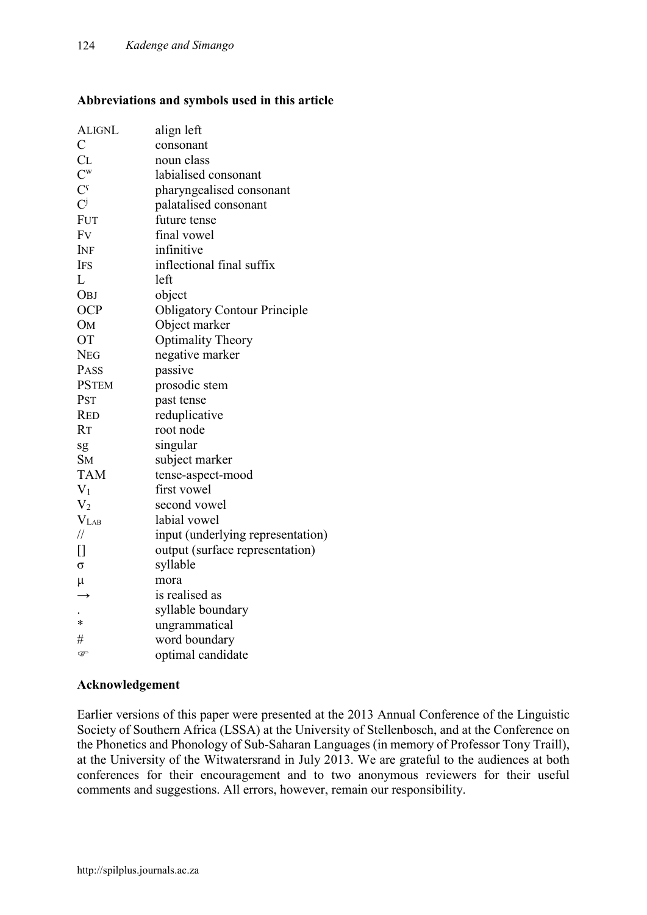**Abbreviations and symbols used in this article**

| | |
|---|---|
| ALIGNL | align left |
| C | consonant |
| CL | noun class |
| $C^w$ | labialised consonant |
| $C^ʕ$ | pharyngealised consonant |
| $C^j$ | palatalised consonant |
| FUT | future tense |
| FV | final vowel |
| INF | infinitive |
| IFS | inflectional final suffix |
| L | left |
| OBJ | object |
| OCP | Obligatory Contour Principle |
| OM | Object marker |
| OT | Optimality Theory |
| NEG | negative marker |
| PASS | passive |
| PSTEM | prosodic stem |
| PST | past tense |
| RED | reduplicative |
| RT | root node |
| sg | singular |
| SM | subject marker |
| TAM | tense-aspect-mood |
| $V_1$ | first vowel |
| $V_2$ | second vowel |
| $V_{LAB}$ | labial vowel |
| // | input (underlying representation) |
| [] | output (surface representation) |
| σ | syllable |
| μ | mora |
| → | is realised as |
| . | syllable boundary |
| * | ungrammatical |
| # | word boundary |
| ☞ | optimal candidate |

**Acknowledgement**

Earlier versions of this paper were presented at the 2013 Annual Conference of the Linguistic Society of Southern Africa (LSSA) at the University of Stellenbosch, and at the Conference on the Phonetics and Phonology of Sub-Saharan Languages (in memory of Professor Tony Traill), at the University of the Witwatersrand in July 2013. We are grateful to the audiences at both conferences for their encouragement and to two anonymous reviewers for their useful comments and suggestions. All errors, however, remain our responsibility.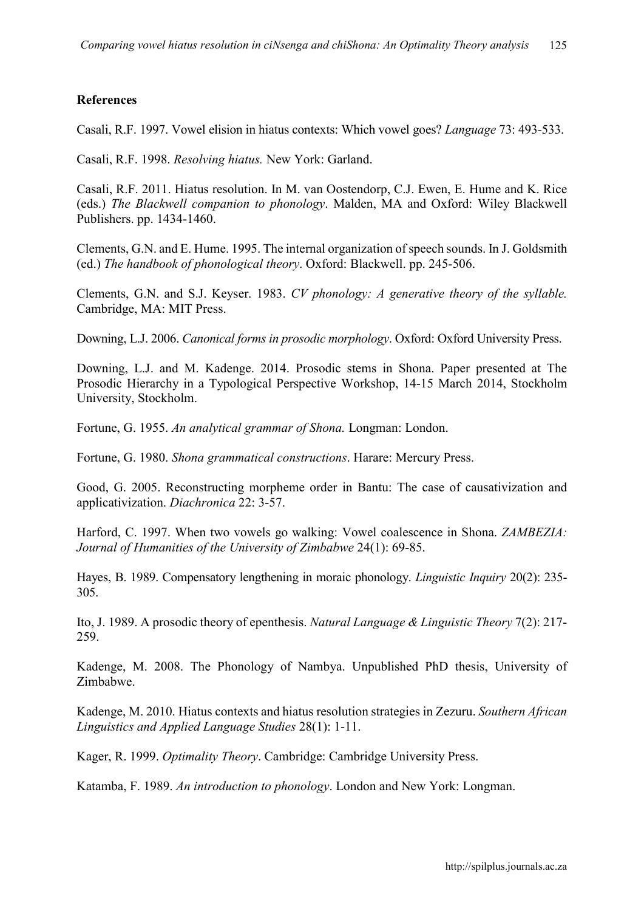**References**

Casali, R.F. 1997. Vowel elision in hiatus contexts: Which vowel goes? *Language* 73: 493-533.

Casali, R.F. 1998. *Resolving hiatus.* New York: Garland.

Casali, R.F. 2011. Hiatus resolution. In M. van Oostendorp, C.J. Ewen, E. Hume and K. Rice (eds.) *The Blackwell companion to phonology*. Malden, MA and Oxford: Wiley Blackwell Publishers. pp. 1434-1460.

Clements, G.N. and E. Hume. 1995. The internal organization of speech sounds. In J. Goldsmith (ed.) *The handbook of phonological theory*. Oxford: Blackwell. pp. 245-506.

Clements, G.N. and S.J. Keyser. 1983. *CV phonology: A generative theory of the syllable.* Cambridge, MA: MIT Press.

Downing, L.J. 2006. *Canonical forms in prosodic morphology*. Oxford: Oxford University Press.

Downing, L.J. and M. Kadenge. 2014. Prosodic stems in Shona. Paper presented at The Prosodic Hierarchy in a Typological Perspective Workshop, 14-15 March 2014, Stockholm University, Stockholm.

Fortune, G. 1955. *An analytical grammar of Shona.* Longman: London.

Fortune, G. 1980. *Shona grammatical constructions*. Harare: Mercury Press.

Good, G. 2005. Reconstructing morpheme order in Bantu: The case of causativization and applicativization. *Diachronica* 22: 3-57.

Harford, C. 1997. When two vowels go walking: Vowel coalescence in Shona. *ZAMBEZIA: Journal of Humanities of the University of Zimbabwe* 24(1): 69-85.

Hayes, B. 1989. Compensatory lengthening in moraic phonology. *Linguistic Inquiry* 20(2): 235-305.

Ito, J. 1989. A prosodic theory of epenthesis. *Natural Language & Linguistic Theory* 7(2): 217-259.

Kadenge, M. 2008. The Phonology of Nambya. Unpublished PhD thesis, University of Zimbabwe.

Kadenge, M. 2010. Hiatus contexts and hiatus resolution strategies in Zezuru. *Southern African Linguistics and Applied Language Studies* 28(1): 1-11.

Kager, R. 1999. *Optimality Theory*. Cambridge: Cambridge University Press.

Katamba, F. 1989. *An introduction to phonology*. London and New York: Longman.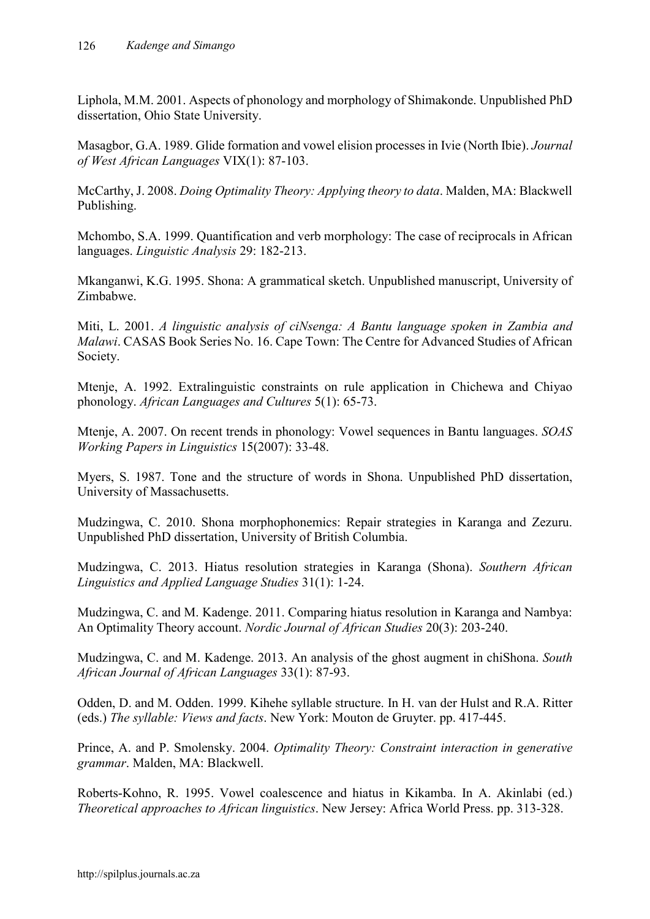Liphola, M.M. 2001. Aspects of phonology and morphology of Shimakonde. Unpublished PhD dissertation, Ohio State University.

Masagbor, G.A. 1989. Glide formation and vowel elision processes in Ivie (North Ibie). *Journal of West African Languages* VIX(1): 87-103.

McCarthy, J. 2008. *Doing Optimality Theory: Applying theory to data*. Malden, MA: Blackwell Publishing.

Mchombo, S.A. 1999. Quantification and verb morphology: The case of reciprocals in African languages. *Linguistic Analysis* 29: 182-213.

Mkanganwi, K.G. 1995. Shona: A grammatical sketch. Unpublished manuscript, University of Zimbabwe.

Miti, L. 2001. *A linguistic analysis of ciNsenga: A Bantu language spoken in Zambia and Malawi*. CASAS Book Series No. 16. Cape Town: The Centre for Advanced Studies of African Society.

Mtenje, A. 1992. Extralinguistic constraints on rule application in Chichewa and Chiyao phonology. *African Languages and Cultures* 5(1): 65-73.

Mtenje, A. 2007. On recent trends in phonology: Vowel sequences in Bantu languages. *SOAS Working Papers in Linguistics* 15(2007): 33-48.

Myers, S. 1987. Tone and the structure of words in Shona. Unpublished PhD dissertation, University of Massachusetts.

Mudzingwa, C. 2010. Shona morphophonemics: Repair strategies in Karanga and Zezuru. Unpublished PhD dissertation, University of British Columbia.

Mudzingwa, C. 2013. Hiatus resolution strategies in Karanga (Shona). *Southern African Linguistics and Applied Language Studies* 31(1): 1-24.

Mudzingwa, C. and M. Kadenge. 2011. Comparing hiatus resolution in Karanga and Nambya: An Optimality Theory account. *Nordic Journal of African Studies* 20(3): 203-240.

Mudzingwa, C. and M. Kadenge. 2013. An analysis of the ghost augment in chiShona. *South African Journal of African Languages* 33(1): 87-93.

Odden, D. and M. Odden. 1999. Kihehe syllable structure. In H. van der Hulst and R.A. Ritter (eds.) *The syllable: Views and facts*. New York: Mouton de Gruyter. pp. 417-445.

Prince, A. and P. Smolensky. 2004. *Optimality Theory: Constraint interaction in generative grammar*. Malden, MA: Blackwell.

Roberts-Kohno, R. 1995. Vowel coalescence and hiatus in Kikamba. In A. Akinlabi (ed.) *Theoretical approaches to African linguistics*. New Jersey: Africa World Press. pp. 313-328.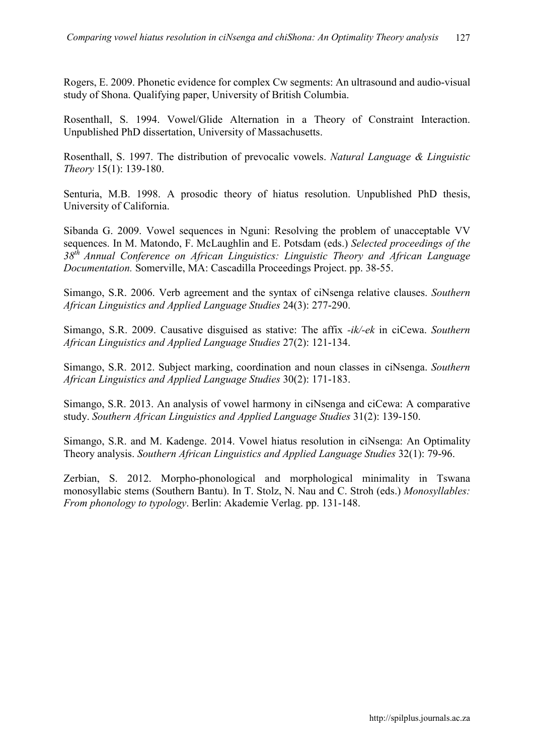Rogers, E. 2009. Phonetic evidence for complex Cw segments: An ultrasound and audio-visual study of Shona. Qualifying paper, University of British Columbia.

Rosenthall, S. 1994. Vowel/Glide Alternation in a Theory of Constraint Interaction. Unpublished PhD dissertation, University of Massachusetts.

Rosenthall, S. 1997. The distribution of prevocalic vowels. *Natural Language & Linguistic Theory* 15(1): 139-180.

Senturia, M.B. 1998. A prosodic theory of hiatus resolution. Unpublished PhD thesis, University of California.

Sibanda G. 2009. Vowel sequences in Nguni: Resolving the problem of unacceptable VV sequences. In M. Matondo, F. McLaughlin and E. Potsdam (eds.) *Selected proceedings of the 38th Annual Conference on African Linguistics: Linguistic Theory and African Language Documentation.* Somerville, MA: Cascadilla Proceedings Project. pp. 38-55.

Simango, S.R. 2006. Verb agreement and the syntax of ciNsenga relative clauses. *Southern African Linguistics and Applied Language Studies* 24(3): 277-290.

Simango, S.R. 2009. Causative disguised as stative: The affix *-ik/-ek* in ciCewa. *Southern African Linguistics and Applied Language Studies* 27(2): 121-134.

Simango, S.R. 2012. Subject marking, coordination and noun classes in ciNsenga. *Southern African Linguistics and Applied Language Studies* 30(2): 171-183.

Simango, S.R. 2013. An analysis of vowel harmony in ciNsenga and ciCewa: A comparative study. *Southern African Linguistics and Applied Language Studies* 31(2): 139-150.

Simango, S.R. and M. Kadenge. 2014. Vowel hiatus resolution in ciNsenga: An Optimality Theory analysis. *Southern African Linguistics and Applied Language Studies* 32(1): 79-96.

Zerbian, S. 2012. Morpho-phonological and morphological minimality in Tswana monosyllabic stems (Southern Bantu). In T. Stolz, N. Nau and C. Stroh (eds.) *Monosyllables: From phonology to typology*. Berlin: Akademie Verlag. pp. 131-148.